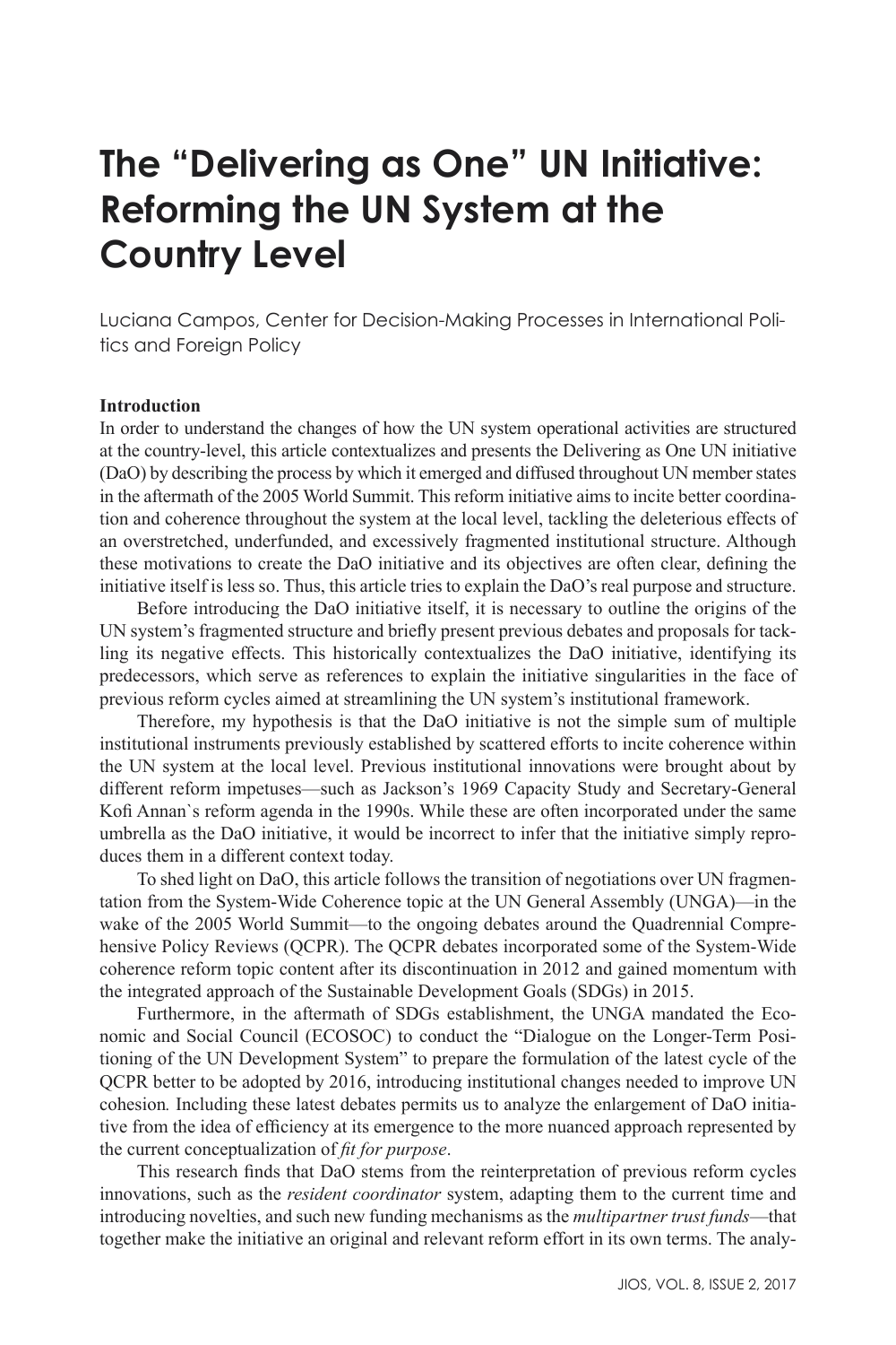# The "Delivering as One" UN Initiative: Reforming the UN System at the Country Level

Luciana Campos, Center for Decision-Making Processes in International Politics and Foreign Policy

## Introduction

In order to understand the changes of how the UN system operational activities are structured at the country-level, this article contextualizes and presents the Delivering as One UN initiative (DaO) by describing the process by which it emerged and diffused throughout UN member states in the aftermath of the 2005 World Summit. This reform initiative aims to incite better coordination and coherence throughout the system at the local level, tackling the deleterious effects of an overstretched, underfunded, and excessively fragmented institutional structure. Although these motivations to create the DaO initiative and its objectives are often clear, defining the initiative itself is less so. Thus, this article tries to explain the DaO's real purpose and structure.

Before introducing the DaO initiative itself, it is necessary to outline the origins of the UN system's fragmented structure and briefly present previous debates and proposals for tackling its negative effects. This historically contextualizes the DaO initiative, identifying its predecessors, which serve as references to explain the initiative singularities in the face of previous reform cycles aimed at streamlining the UN system's institutional framework.

Therefore, my hypothesis is that the DaO initiative is not the simple sum of multiple institutional instruments previously established by scattered efforts to incite coherence within the UN system at the local level. Previous institutional innovations were brought about by different reform impetuses—such as Jackson's 1969 Capacity Study and Secretary-General Kofi Annan`s reform agenda in the 1990s. While these are often incorporated under the same umbrella as the DaO initiative, it would be incorrect to infer that the initiative simply reproduces them in a different context today.

To shed light on DaO, this article follows the transition of negotiations over UN fragmentation from the System-Wide Coherence topic at the UN General Assembly (UNGA)—in the wake of the 2005 World Summit—to the ongoing debates around the Quadrennial Comprehensive Policy Reviews (QCPR). The QCPR debates incorporated some of the System-Wide coherence reform topic content after its discontinuation in 2012 and gained momentum with the integrated approach of the Sustainable Development Goals (SDGs) in 2015.

Furthermore, in the aftermath of SDGs establishment, the UNGA mandated the Economic and Social Council (ECOSOC) to conduct the "Dialogue on the Longer-Term Positioning of the UN Development System" to prepare the formulation of the latest cycle of the QCPR better to be adopted by 2016, introducing institutional changes needed to improve UN cohesion. Including these latest debates permits us to analyze the enlargement of DaO initiative from the idea of efficiency at its emergence to the more nuanced approach represented by the current conceptualization of *fit for purpose*.

This research finds that DaO stems from the reinterpretation of previous reform cycles innovations, such as the *resident coordinator* system, adapting them to the current time and introducing novelties, and such new funding mechanisms as the *multipartner trust funds*—that together make the initiative an original and relevant reform effort in its own terms. The analy-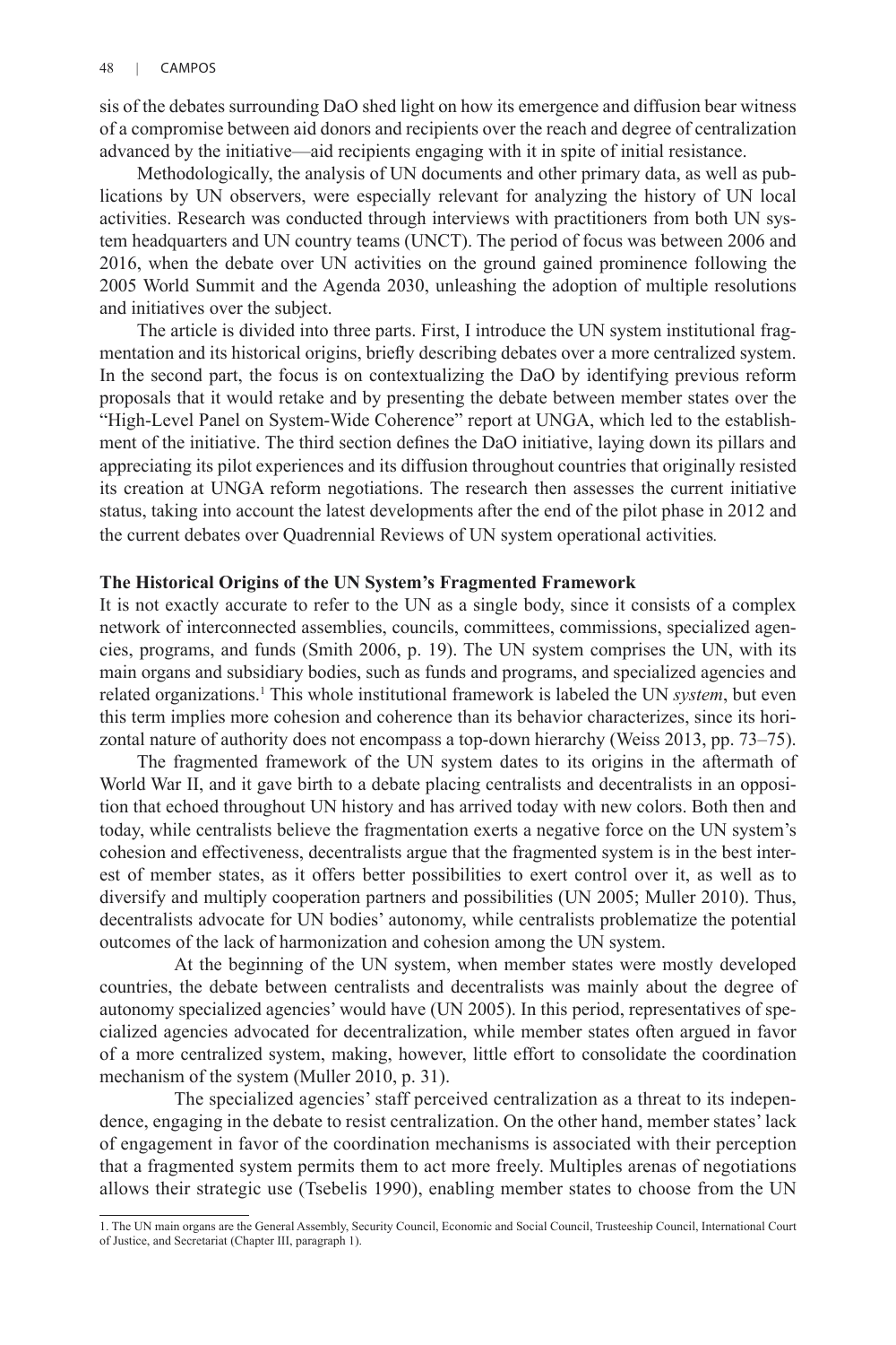sis of the debates surrounding DaO shed light on how its emergence and diffusion bear witness of a compromise between aid donors and recipients over the reach and degree of centralization advanced by the initiative—aid recipients engaging with it in spite of initial resistance.

Methodologically, the analysis of UN documents and other primary data, as well as publications by UN observers, were especially relevant for analyzing the history of UN local activities. Research was conducted through interviews with practitioners from both UN system headquarters and UN country teams (UNCT). The period of focus was between 2006 and 2016, when the debate over UN activities on the ground gained prominence following the 2005 World Summit and the Agenda 2030, unleashing the adoption of multiple resolutions and initiatives over the subject.

The article is divided into three parts. First, I introduce the UN system institutional fragmentation and its historical origins, briefly describing debates over a more centralized system. In the second part, the focus is on contextualizing the DaO by identifying previous reform proposals that it would retake and by presenting the debate between member states over the "High-Level Panel on System-Wide Coherence" report at UNGA, which led to the establishment of the initiative. The third section defines the DaO initiative, laying down its pillars and appreciating its pilot experiences and its diffusion throughout countries that originally resisted its creation at UNGA reform negotiations. The research then assesses the current initiative status, taking into account the latest developments after the end of the pilot phase in 2012 and the current debates over Quadrennial Reviews of UN system operational activities.

## The Historical Origins of the UN System's Fragmented Framework

It is not exactly accurate to refer to the UN as a single body, since it consists of a complex network of interconnected assemblies, councils, committees, commissions, specialized agencies, programs, and funds (Smith 2006, p. 19). The UN system comprises the UN, with its main organs and subsidiary bodies, such as funds and programs, and specialized agencies and related organizations.[1] This whole institutional framework is labeled the UN *system*, but even this term implies more cohesion and coherence than its behavior characterizes, since its horizontal nature of authority does not encompass a top-down hierarchy (Weiss 2013, pp. 73–75).

The fragmented framework of the UN system dates to its origins in the aftermath of World War II, and it gave birth to a debate placing centralists and decentralists in an opposition that echoed throughout UN history and has arrived today with new colors. Both then and today, while centralists believe the fragmentation exerts a negative force on the UN system's cohesion and effectiveness, decentralists argue that the fragmented system is in the best interest of member states, as it offers better possibilities to exert control over it, as well as to diversify and multiply cooperation partners and possibilities (UN 2005; Muller 2010). Thus, decentralists advocate for UN bodies' autonomy, while centralists problematize the potential outcomes of the lack of harmonization and cohesion among the UN system.

At the beginning of the UN system, when member states were mostly developed countries, the debate between centralists and decentralists was mainly about the degree of autonomy specialized agencies' would have (UN 2005). In this period, representatives of specialized agencies advocated for decentralization, while member states often argued in favor of a more centralized system, making, however, little effort to consolidate the coordination mechanism of the system (Muller 2010, p. 31).

The specialized agencies' staff perceived centralization as a threat to its independence, engaging in the debate to resist centralization. On the other hand, member states' lack of engagement in favor of the coordination mechanisms is associated with their perception that a fragmented system permits them to act more freely. Multiples arenas of negotiations allows their strategic use (Tsebelis 1990), enabling member states to choose from the UN

1. The UN main organs are the General Assembly, Security Council, Economic and Social Council, Trusteeship Council, International Court of Justice, and Secretariat (Chapter III, paragraph 1).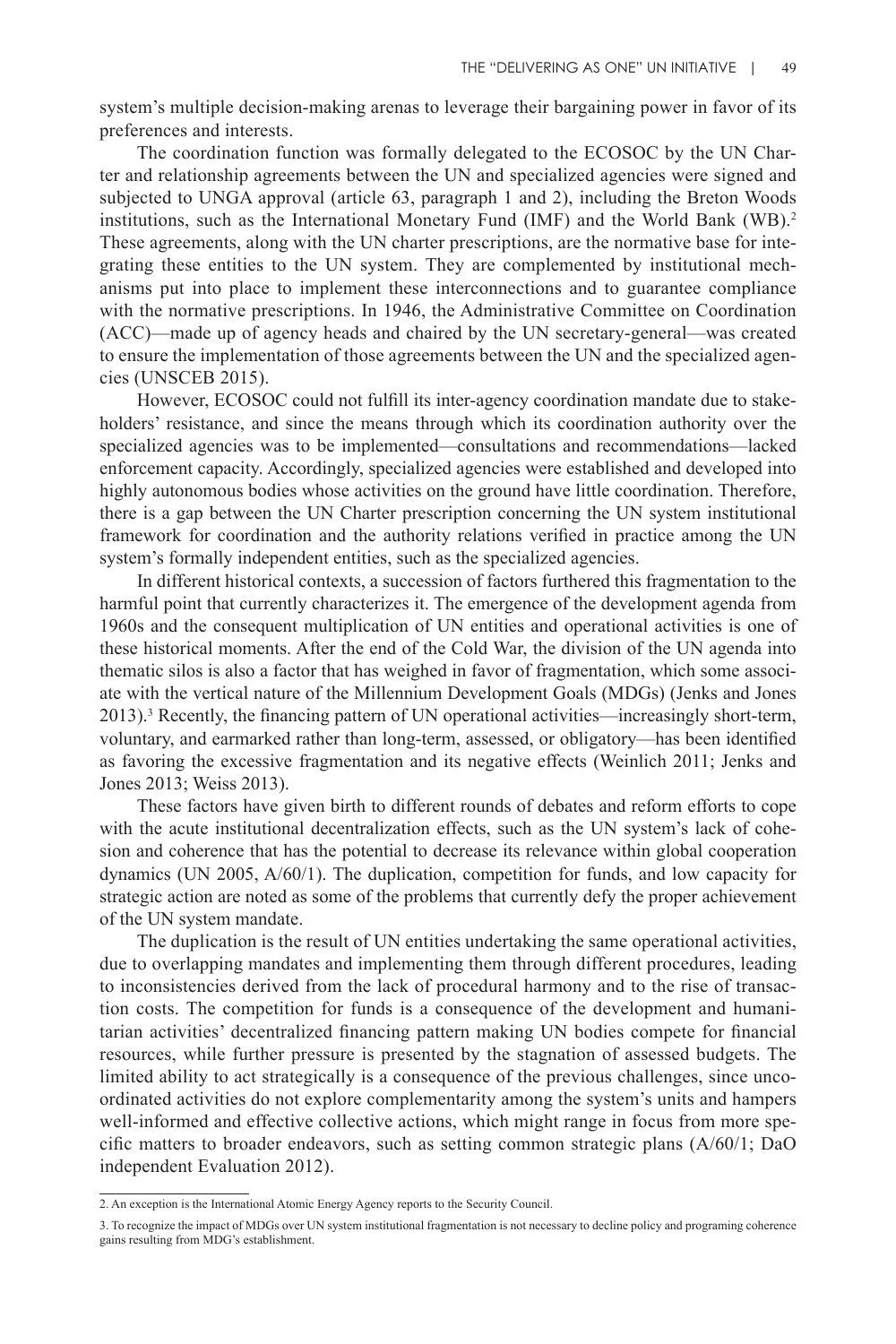system's multiple decision-making arenas to leverage their bargaining power in favor of its preferences and interests.

The coordination function was formally delegated to the ECOSOC by the UN Charter and relationship agreements between the UN and specialized agencies were signed and subjected to UNGA approval (article 63, paragraph 1 and 2), including the Breton Woods institutions, such as the International Monetary Fund (IMF) and the World Bank (WB).[2] These agreements, along with the UN charter prescriptions, are the normative base for integrating these entities to the UN system. They are complemented by institutional mechanisms put into place to implement these interconnections and to guarantee compliance with the normative prescriptions. In 1946, the Administrative Committee on Coordination (ACC)—made up of agency heads and chaired by the UN secretary-general—was created to ensure the implementation of those agreements between the UN and the specialized agencies (UNSCEB 2015).

However, ECOSOC could not fulfill its inter-agency coordination mandate due to stakeholders' resistance, and since the means through which its coordination authority over the specialized agencies was to be implemented—consultations and recommendations—lacked enforcement capacity. Accordingly, specialized agencies were established and developed into highly autonomous bodies whose activities on the ground have little coordination. Therefore, there is a gap between the UN Charter prescription concerning the UN system institutional framework for coordination and the authority relations verified in practice among the UN system's formally independent entities, such as the specialized agencies.

In different historical contexts, a succession of factors furthered this fragmentation to the harmful point that currently characterizes it. The emergence of the development agenda from 1960s and the consequent multiplication of UN entities and operational activities is one of these historical moments. After the end of the Cold War, the division of the UN agenda into thematic silos is also a factor that has weighed in favor of fragmentation, which some associate with the vertical nature of the Millennium Development Goals (MDGs) (Jenks and Jones 2013).[3] Recently, the financing pattern of UN operational activities—increasingly short-term, voluntary, and earmarked rather than long-term, assessed, or obligatory—has been identified as favoring the excessive fragmentation and its negative effects (Weinlich 2011; Jenks and Jones 2013; Weiss 2013).

These factors have given birth to different rounds of debates and reform efforts to cope with the acute institutional decentralization effects, such as the UN system's lack of cohesion and coherence that has the potential to decrease its relevance within global cooperation dynamics (UN 2005, A/60/1). The duplication, competition for funds, and low capacity for strategic action are noted as some of the problems that currently defy the proper achievement of the UN system mandate.

The duplication is the result of UN entities undertaking the same operational activities, due to overlapping mandates and implementing them through different procedures, leading to inconsistencies derived from the lack of procedural harmony and to the rise of transaction costs. The competition for funds is a consequence of the development and humanitarian activities' decentralized financing pattern making UN bodies compete for financial resources, while further pressure is presented by the stagnation of assessed budgets. The limited ability to act strategically is a consequence of the previous challenges, since uncoordinated activities do not explore complementarity among the system's units and hampers well-informed and effective collective actions, which might range in focus from more specific matters to broader endeavors, such as setting common strategic plans (A/60/1; DaO independent Evaluation 2012).

---

2. An exception is the International Atomic Energy Agency reports to the Security Council.

3. To recognize the impact of MDGs over UN system institutional fragmentation is not necessary to decline policy and programing coherence gains resulting from MDG's establishment.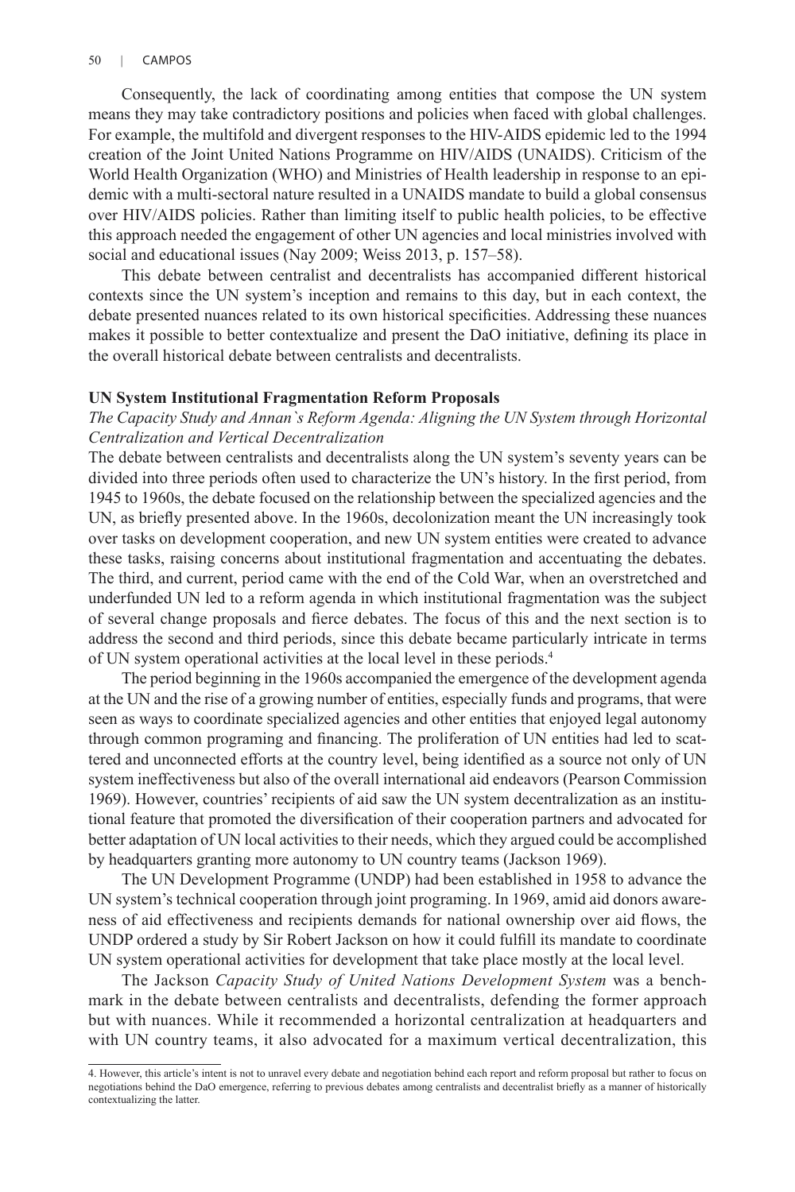Consequently, the lack of coordinating among entities that compose the UN system means they may take contradictory positions and policies when faced with global challenges. For example, the multifold and divergent responses to the HIV-AIDS epidemic led to the 1994 creation of the Joint United Nations Programme on HIV/AIDS (UNAIDS). Criticism of the World Health Organization (WHO) and Ministries of Health leadership in response to an epidemic with a multi-sectoral nature resulted in a UNAIDS mandate to build a global consensus over HIV/AIDS policies. Rather than limiting itself to public health policies, to be effective this approach needed the engagement of other UN agencies and local ministries involved with social and educational issues (Nay 2009; Weiss 2013, p. 157–58).

This debate between centralist and decentralists has accompanied different historical contexts since the UN system's inception and remains to this day, but in each context, the debate presented nuances related to its own historical specificities. Addressing these nuances makes it possible to better contextualize and present the DaO initiative, defining its place in the overall historical debate between centralists and decentralists.

## UN System Institutional Fragmentation Reform Proposals

### *The Capacity Study and Annan`s Reform Agenda: Aligning the UN System through Horizontal Centralization and Vertical Decentralization*

The debate between centralists and decentralists along the UN system's seventy years can be divided into three periods often used to characterize the UN's history. In the first period, from 1945 to 1960s, the debate focused on the relationship between the specialized agencies and the UN, as briefly presented above. In the 1960s, decolonization meant the UN increasingly took over tasks on development cooperation, and new UN system entities were created to advance these tasks, raising concerns about institutional fragmentation and accentuating the debates. The third, and current, period came with the end of the Cold War, when an overstretched and underfunded UN led to a reform agenda in which institutional fragmentation was the subject of several change proposals and fierce debates. The focus of this and the next section is to address the second and third periods, since this debate became particularly intricate in terms of UN system operational activities at the local level in these periods.[4]

The period beginning in the 1960s accompanied the emergence of the development agenda at the UN and the rise of a growing number of entities, especially funds and programs, that were seen as ways to coordinate specialized agencies and other entities that enjoyed legal autonomy through common programing and financing. The proliferation of UN entities had led to scattered and unconnected efforts at the country level, being identified as a source not only of UN system ineffectiveness but also of the overall international aid endeavors (Pearson Commission 1969). However, countries' recipients of aid saw the UN system decentralization as an institutional feature that promoted the diversification of their cooperation partners and advocated for better adaptation of UN local activities to their needs, which they argued could be accomplished by headquarters granting more autonomy to UN country teams (Jackson 1969).

The UN Development Programme (UNDP) had been established in 1958 to advance the UN system's technical cooperation through joint programing. In 1969, amid aid donors awareness of aid effectiveness and recipients demands for national ownership over aid flows, the UNDP ordered a study by Sir Robert Jackson on how it could fulfill its mandate to coordinate UN system operational activities for development that take place mostly at the local level.

The Jackson *Capacity Study of United Nations Development System* was a benchmark in the debate between centralists and decentralists, defending the former approach but with nuances. While it recommended a horizontal centralization at headquarters and with UN country teams, it also advocated for a maximum vertical decentralization, this

4. However, this article's intent is not to unravel every debate and negotiation behind each report and reform proposal but rather to focus on negotiations behind the DaO emergence, referring to previous debates among centralists and decentralist briefly as a manner of historically contextualizing the latter.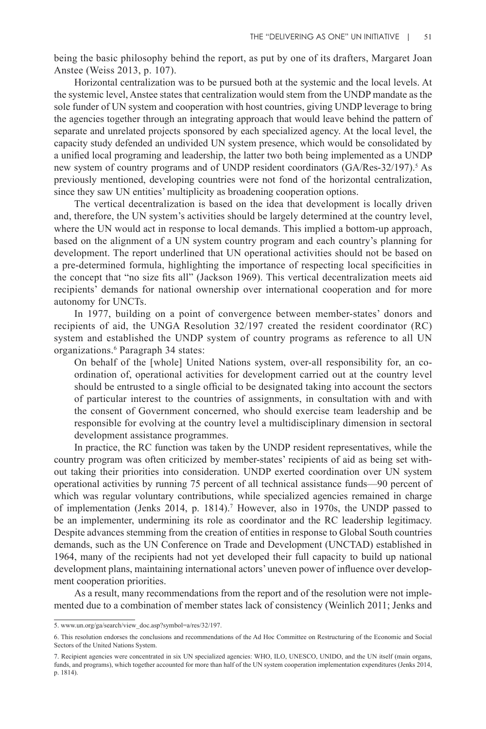being the basic philosophy behind the report, as put by one of its drafters, Margaret Joan Anstee (Weiss 2013, p. 107).

Horizontal centralization was to be pursued both at the systemic and the local levels. At the systemic level, Anstee states that centralization would stem from the UNDP mandate as the sole funder of UN system and cooperation with host countries, giving UNDP leverage to bring the agencies together through an integrating approach that would leave behind the pattern of separate and unrelated projects sponsored by each specialized agency. At the local level, the capacity study defended an undivided UN system presence, which would be consolidated by a unified local programing and leadership, the latter two both being implemented as a UNDP new system of country programs and of UNDP resident coordinators (GA/Res-32/197).[5] As previously mentioned, developing countries were not fond of the horizontal centralization, since they saw UN entities' multiplicity as broadening cooperation options.

The vertical decentralization is based on the idea that development is locally driven and, therefore, the UN system's activities should be largely determined at the country level, where the UN would act in response to local demands. This implied a bottom-up approach, based on the alignment of a UN system country program and each country's planning for development. The report underlined that UN operational activities should not be based on a pre-determined formula, highlighting the importance of respecting local specificities in the concept that "no size fits all" (Jackson 1969). This vertical decentralization meets aid recipients' demands for national ownership over international cooperation and for more autonomy for UNCTs.

In 1977, building on a point of convergence between member-states' donors and recipients of aid, the UNGA Resolution 32/197 created the resident coordinator (RC) system and established the UNDP system of country programs as reference to all UN organizations.[6] Paragraph 34 states:

> On behalf of the [whole] United Nations system, over-all responsibility for, an co-ordination of, operational activities for development carried out at the country level should be entrusted to a single official to be designated taking into account the sectors of particular interest to the countries of assignments, in consultation with and with the consent of Government concerned, who should exercise team leadership and be responsible for evolving at the country level a multidisciplinary dimension in sectoral development assistance programmes.

In practice, the RC function was taken by the UNDP resident representatives, while the country program was often criticized by member-states' recipients of aid as being set without taking their priorities into consideration. UNDP exerted coordination over UN system operational activities by running 75 percent of all technical assistance funds—90 percent of which was regular voluntary contributions, while specialized agencies remained in charge of implementation (Jenks 2014, p. 1814).[7] However, also in 1970s, the UNDP passed to be an implementer, undermining its role as coordinator and the RC leadership legitimacy. Despite advances stemming from the creation of entities in response to Global South countries demands, such as the UN Conference on Trade and Development (UNCTAD) established in 1964, many of the recipients had not yet developed their full capacity to build up national development plans, maintaining international actors' uneven power of influence over development cooperation priorities.

As a result, many recommendations from the report and of the resolution were not implemented due to a combination of member states lack of consistency (Weinlich 2011; Jenks and

---

5. www.un.org/ga/search/view_doc.asp?symbol=a/res/32/197.

6. This resolution endorses the conclusions and recommendations of the Ad Hoc Committee on Restructuring of the Economic and Social Sectors of the United Nations System.

7. Recipient agencies were concentrated in six UN specialized agencies: WHO, ILO, UNESCO, UNIDO, and the UN itself (main organs, funds, and programs), which together accounted for more than half of the UN system cooperation implementation expenditures (Jenks 2014, p. 1814).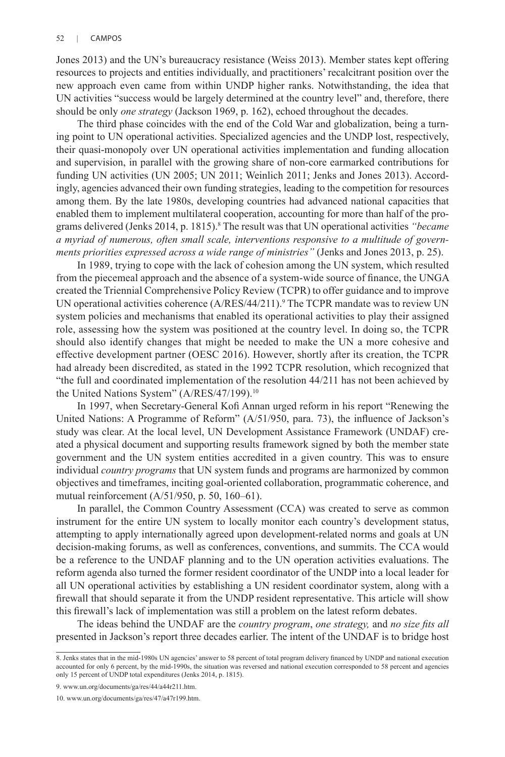Jones 2013) and the UN's bureaucracy resistance (Weiss 2013). Member states kept offering resources to projects and entities individually, and practitioners' recalcitrant position over the new approach even came from within UNDP higher ranks. Notwithstanding, the idea that UN activities "success would be largely determined at the country level" and, therefore, there should be only *one strategy* (Jackson 1969, p. 162), echoed throughout the decades.

The third phase coincides with the end of the Cold War and globalization, being a turning point to UN operational activities. Specialized agencies and the UNDP lost, respectively, their quasi-monopoly over UN operational activities implementation and funding allocation and supervision, in parallel with the growing share of non-core earmarked contributions for funding UN activities (UN 2005; UN 2011; Weinlich 2011; Jenks and Jones 2013). Accordingly, agencies advanced their own funding strategies, leading to the competition for resources among them. By the late 1980s, developing countries had advanced national capacities that enabled them to implement multilateral cooperation, accounting for more than half of the programs delivered (Jenks 2014, p. 1815).[8] The result was that UN operational activities *"became a myriad of numerous, often small scale, interventions responsive to a multitude of governments priorities expressed across a wide range of ministries"* (Jenks and Jones 2013, p. 25).

In 1989, trying to cope with the lack of cohesion among the UN system, which resulted from the piecemeal approach and the absence of a system-wide source of finance, the UNGA created the Triennial Comprehensive Policy Review (TCPR) to offer guidance and to improve UN operational activities coherence (A/RES/44/211).[9] The TCPR mandate was to review UN system policies and mechanisms that enabled its operational activities to play their assigned role, assessing how the system was positioned at the country level. In doing so, the TCPR should also identify changes that might be needed to make the UN a more cohesive and effective development partner (OESC 2016). However, shortly after its creation, the TCPR had already been discredited, as stated in the 1992 TCPR resolution, which recognized that "the full and coordinated implementation of the resolution 44/211 has not been achieved by the United Nations System" (A/RES/47/199).[10]

In 1997, when Secretary-General Kofi Annan urged reform in his report "Renewing the United Nations: A Programme of Reform" (A/51/950, para. 73), the influence of Jackson's study was clear. At the local level, UN Development Assistance Framework (UNDAF) created a physical document and supporting results framework signed by both the member state government and the UN system entities accredited in a given country. This was to ensure individual *country programs* that UN system funds and programs are harmonized by common objectives and timeframes, inciting goal-oriented collaboration, programmatic coherence, and mutual reinforcement (A/51/950, p. 50, 160–61).

In parallel, the Common Country Assessment (CCA) was created to serve as common instrument for the entire UN system to locally monitor each country's development status, attempting to apply internationally agreed upon development-related norms and goals at UN decision-making forums, as well as conferences, conventions, and summits. The CCA would be a reference to the UNDAF planning and to the UN operation activities evaluations. The reform agenda also turned the former resident coordinator of the UNDP into a local leader for all UN operational activities by establishing a UN resident coordinator system, along with a firewall that should separate it from the UNDP resident representative. This article will show this firewall's lack of implementation was still a problem on the latest reform debates.

The ideas behind the UNDAF are the *country program*, *one strategy,* and *no size fits all* presented in Jackson's report three decades earlier. The intent of the UNDAF is to bridge host

8. Jenks states that in the mid-1980s UN agencies' answer to 58 percent of total program delivery financed by UNDP and national execution accounted for only 6 percent, by the mid-1990s, the situation was reversed and national execution corresponded to 58 percent and agencies only 15 percent of UNDP total expenditures (Jenks 2014, p. 1815).

9. www.un.org/documents/ga/res/44/a44r211.htm.

10. www.un.org/documents/ga/res/47/a47r199.htm.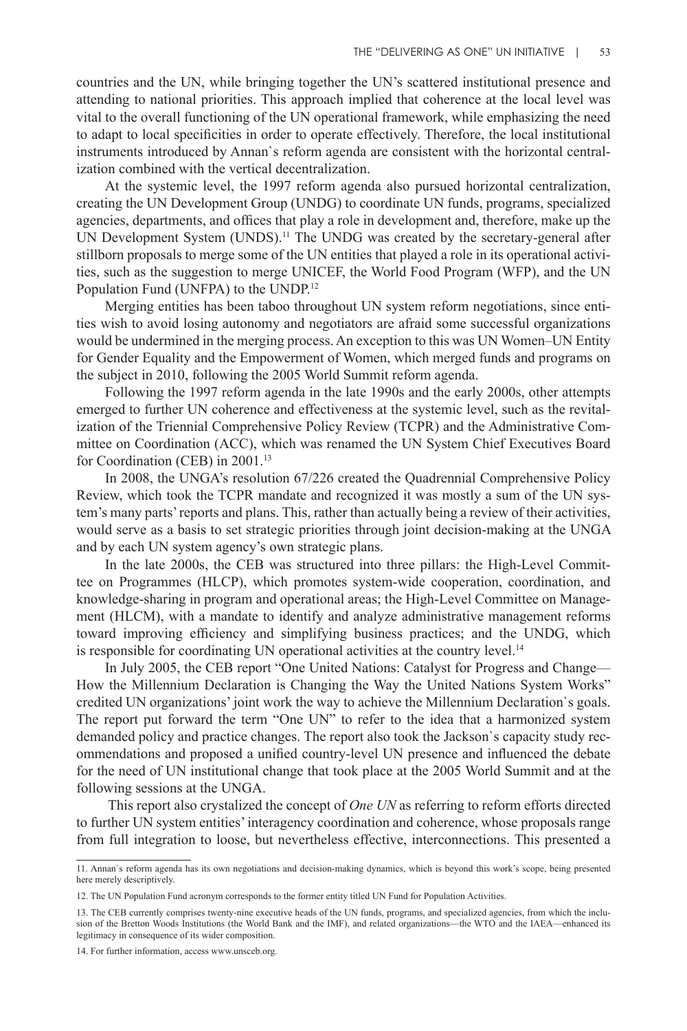countries and the UN, while bringing together the UN's scattered institutional presence and attending to national priorities. This approach implied that coherence at the local level was vital to the overall functioning of the UN operational framework, while emphasizing the need to adapt to local specificities in order to operate effectively. Therefore, the local institutional instruments introduced by Annan`s reform agenda are consistent with the horizontal centralization combined with the vertical decentralization.

At the systemic level, the 1997 reform agenda also pursued horizontal centralization, creating the UN Development Group (UNDG) to coordinate UN funds, programs, specialized agencies, departments, and offices that play a role in development and, therefore, make up the UN Development System (UNDS).[11] The UNDG was created by the secretary-general after stillborn proposals to merge some of the UN entities that played a role in its operational activities, such as the suggestion to merge UNICEF, the World Food Program (WFP), and the UN Population Fund (UNFPA) to the UNDP.[12]

Merging entities has been taboo throughout UN system reform negotiations, since entities wish to avoid losing autonomy and negotiators are afraid some successful organizations would be undermined in the merging process. An exception to this was UN Women–UN Entity for Gender Equality and the Empowerment of Women, which merged funds and programs on the subject in 2010, following the 2005 World Summit reform agenda.

Following the 1997 reform agenda in the late 1990s and the early 2000s, other attempts emerged to further UN coherence and effectiveness at the systemic level, such as the revitalization of the Triennial Comprehensive Policy Review (TCPR) and the Administrative Committee on Coordination (ACC), which was renamed the UN System Chief Executives Board for Coordination (CEB) in 2001.[13]

In 2008, the UNGA's resolution 67/226 created the Quadrennial Comprehensive Policy Review, which took the TCPR mandate and recognized it was mostly a sum of the UN system's many parts' reports and plans. This, rather than actually being a review of their activities, would serve as a basis to set strategic priorities through joint decision-making at the UNGA and by each UN system agency's own strategic plans.

In the late 2000s, the CEB was structured into three pillars: the High-Level Committee on Programmes (HLCP), which promotes system-wide cooperation, coordination, and knowledge-sharing in program and operational areas; the High-Level Committee on Management (HLCM), with a mandate to identify and analyze administrative management reforms toward improving efficiency and simplifying business practices; and the UNDG, which is responsible for coordinating UN operational activities at the country level.[14]

In July 2005, the CEB report "One United Nations: Catalyst for Progress and Change—How the Millennium Declaration is Changing the Way the United Nations System Works" credited UN organizations' joint work the way to achieve the Millennium Declaration`s goals. The report put forward the term "One UN" to refer to the idea that a harmonized system demanded policy and practice changes. The report also took the Jackson`s capacity study recommendations and proposed a unified country-level UN presence and influenced the debate for the need of UN institutional change that took place at the 2005 World Summit and at the following sessions at the UNGA.

This report also crystalized the concept of *One UN* as referring to reform efforts directed to further UN system entities' interagency coordination and coherence, whose proposals range from full integration to loose, but nevertheless effective, interconnections. This presented a

---

11. Annan`s reform agenda has its own negotiations and decision-making dynamics, which is beyond this work's scope, being presented here merely descriptively.

12. The UN Population Fund acronym corresponds to the former entity titled UN Fund for Population Activities.

13. The CEB currently comprises twenty-nine executive heads of the UN funds, programs, and specialized agencies, from which the inclusion of the Bretton Woods Institutions (the World Bank and the IMF), and related organizations—the WTO and the IAEA—enhanced its legitimacy in consequence of its wider composition.

14. For further information, access www.unsceb.org.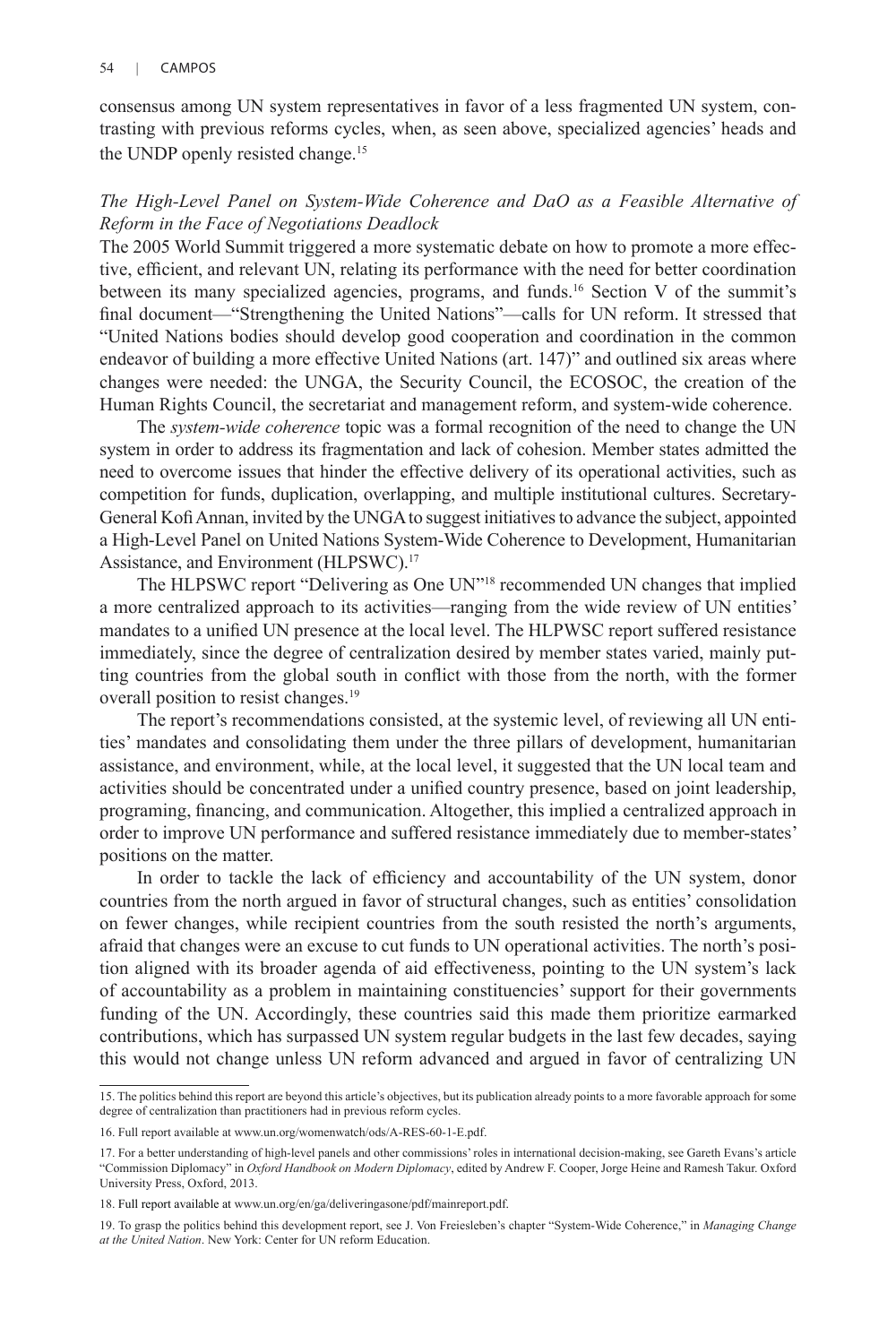consensus among UN system representatives in favor of a less fragmented UN system, contrasting with previous reforms cycles, when, as seen above, specialized agencies' heads and the UNDP openly resisted change.[15]

### *The High-Level Panel on System-Wide Coherence and DaO as a Feasible Alternative of Reform in the Face of Negotiations Deadlock*

The 2005 World Summit triggered a more systematic debate on how to promote a more effective, efficient, and relevant UN, relating its performance with the need for better coordination between its many specialized agencies, programs, and funds.[16] Section V of the summit's final document—"Strengthening the United Nations"—calls for UN reform. It stressed that "United Nations bodies should develop good cooperation and coordination in the common endeavor of building a more effective United Nations (art. 147)" and outlined six areas where changes were needed: the UNGA, the Security Council, the ECOSOC, the creation of the Human Rights Council, the secretariat and management reform, and system-wide coherence.

The *system-wide coherence* topic was a formal recognition of the need to change the UN system in order to address its fragmentation and lack of cohesion. Member states admitted the need to overcome issues that hinder the effective delivery of its operational activities, such as competition for funds, duplication, overlapping, and multiple institutional cultures. Secretary-General Kofi Annan, invited by the UNGA to suggest initiatives to advance the subject, appointed a High-Level Panel on United Nations System-Wide Coherence to Development, Humanitarian Assistance, and Environment (HLPSWC).[17]

The HLPSWC report "Delivering as One UN"[18] recommended UN changes that implied a more centralized approach to its activities—ranging from the wide review of UN entities' mandates to a unified UN presence at the local level. The HLPWSC report suffered resistance immediately, since the degree of centralization desired by member states varied, mainly putting countries from the global south in conflict with those from the north, with the former overall position to resist changes.[19]

The report's recommendations consisted, at the systemic level, of reviewing all UN entities' mandates and consolidating them under the three pillars of development, humanitarian assistance, and environment, while, at the local level, it suggested that the UN local team and activities should be concentrated under a unified country presence, based on joint leadership, programing, financing, and communication. Altogether, this implied a centralized approach in order to improve UN performance and suffered resistance immediately due to member-states' positions on the matter.

In order to tackle the lack of efficiency and accountability of the UN system, donor countries from the north argued in favor of structural changes, such as entities' consolidation on fewer changes, while recipient countries from the south resisted the north's arguments, afraid that changes were an excuse to cut funds to UN operational activities. The north's position aligned with its broader agenda of aid effectiveness, pointing to the UN system's lack of accountability as a problem in maintaining constituencies' support for their governments funding of the UN. Accordingly, these countries said this made them prioritize earmarked contributions, which has surpassed UN system regular budgets in the last few decades, saying this would not change unless UN reform advanced and argued in favor of centralizing UN

---

15. The politics behind this report are beyond this article's objectives, but its publication already points to a more favorable approach for some degree of centralization than practitioners had in previous reform cycles.

16. Full report available at www.un.org/womenwatch/ods/A-RES-60-1-E.pdf.

17. For a better understanding of high-level panels and other commissions' roles in international decision-making, see Gareth Evans's article "Commission Diplomacy" in *Oxford Handbook on Modern Diplomacy*, edited by Andrew F. Cooper, Jorge Heine and Ramesh Takur. Oxford University Press, Oxford, 2013.

18. Full report available at www.un.org/en/ga/deliveringasone/pdf/mainreport.pdf.

19. To grasp the politics behind this development report, see J. Von Freiesleben's chapter "System-Wide Coherence," in *Managing Change at the United Nation*. New York: Center for UN reform Education.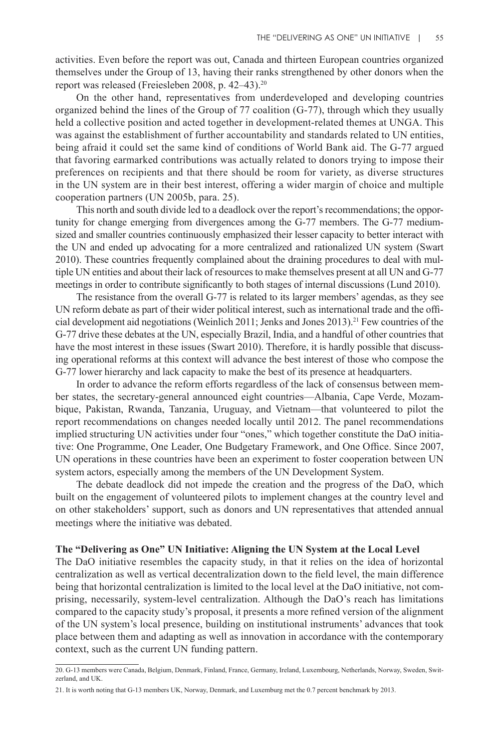activities. Even before the report was out, Canada and thirteen European countries organized themselves under the Group of 13, having their ranks strengthened by other donors when the report was released (Freiesleben 2008, p. 42–43).[20]

On the other hand, representatives from underdeveloped and developing countries organized behind the lines of the Group of 77 coalition (G-77), through which they usually held a collective position and acted together in development-related themes at UNGA. This was against the establishment of further accountability and standards related to UN entities, being afraid it could set the same kind of conditions of World Bank aid. The G-77 argued that favoring earmarked contributions was actually related to donors trying to impose their preferences on recipients and that there should be room for variety, as diverse structures in the UN system are in their best interest, offering a wider margin of choice and multiple cooperation partners (UN 2005b, para. 25).

This north and south divide led to a deadlock over the report's recommendations; the opportunity for change emerging from divergences among the G-77 members. The G-77 medium-sized and smaller countries continuously emphasized their lesser capacity to better interact with the UN and ended up advocating for a more centralized and rationalized UN system (Swart 2010). These countries frequently complained about the draining procedures to deal with multiple UN entities and about their lack of resources to make themselves present at all UN and G-77 meetings in order to contribute significantly to both stages of internal discussions (Lund 2010).

The resistance from the overall G-77 is related to its larger members' agendas, as they see UN reform debate as part of their wider political interest, such as international trade and the official development aid negotiations (Weinlich 2011; Jenks and Jones 2013).[21] Few countries of the G-77 drive these debates at the UN, especially Brazil, India, and a handful of other countries that have the most interest in these issues (Swart 2010). Therefore, it is hardly possible that discussing operational reforms at this context will advance the best interest of those who compose the G-77 lower hierarchy and lack capacity to make the best of its presence at headquarters.

In order to advance the reform efforts regardless of the lack of consensus between member states, the secretary-general announced eight countries—Albania, Cape Verde, Mozambique, Pakistan, Rwanda, Tanzania, Uruguay, and Vietnam—that volunteered to pilot the report recommendations on changes needed locally until 2012. The panel recommendations implied structuring UN activities under four "ones," which together constitute the DaO initiative: One Programme, One Leader, One Budgetary Framework, and One Office. Since 2007, UN operations in these countries have been an experiment to foster cooperation between UN system actors, especially among the members of the UN Development System.

The debate deadlock did not impede the creation and the progress of the DaO, which built on the engagement of volunteered pilots to implement changes at the country level and on other stakeholders' support, such as donors and UN representatives that attended annual meetings where the initiative was debated.

### The "Delivering as One" UN Initiative: Aligning the UN System at the Local Level

The DaO initiative resembles the capacity study, in that it relies on the idea of horizontal centralization as well as vertical decentralization down to the field level, the main difference being that horizontal centralization is limited to the local level at the DaO initiative, not comprising, necessarily, system-level centralization. Although the DaO's reach has limitations compared to the capacity study's proposal, it presents a more refined version of the alignment of the UN system's local presence, building on institutional instruments' advances that took place between them and adapting as well as innovation in accordance with the contemporary context, such as the current UN funding pattern.

---

20. G-13 members were Canada, Belgium, Denmark, Finland, France, Germany, Ireland, Luxembourg, Netherlands, Norway, Sweden, Switzerland, and UK.

21. It is worth noting that G-13 members UK, Norway, Denmark, and Luxemburg met the 0.7 percent benchmark by 2013.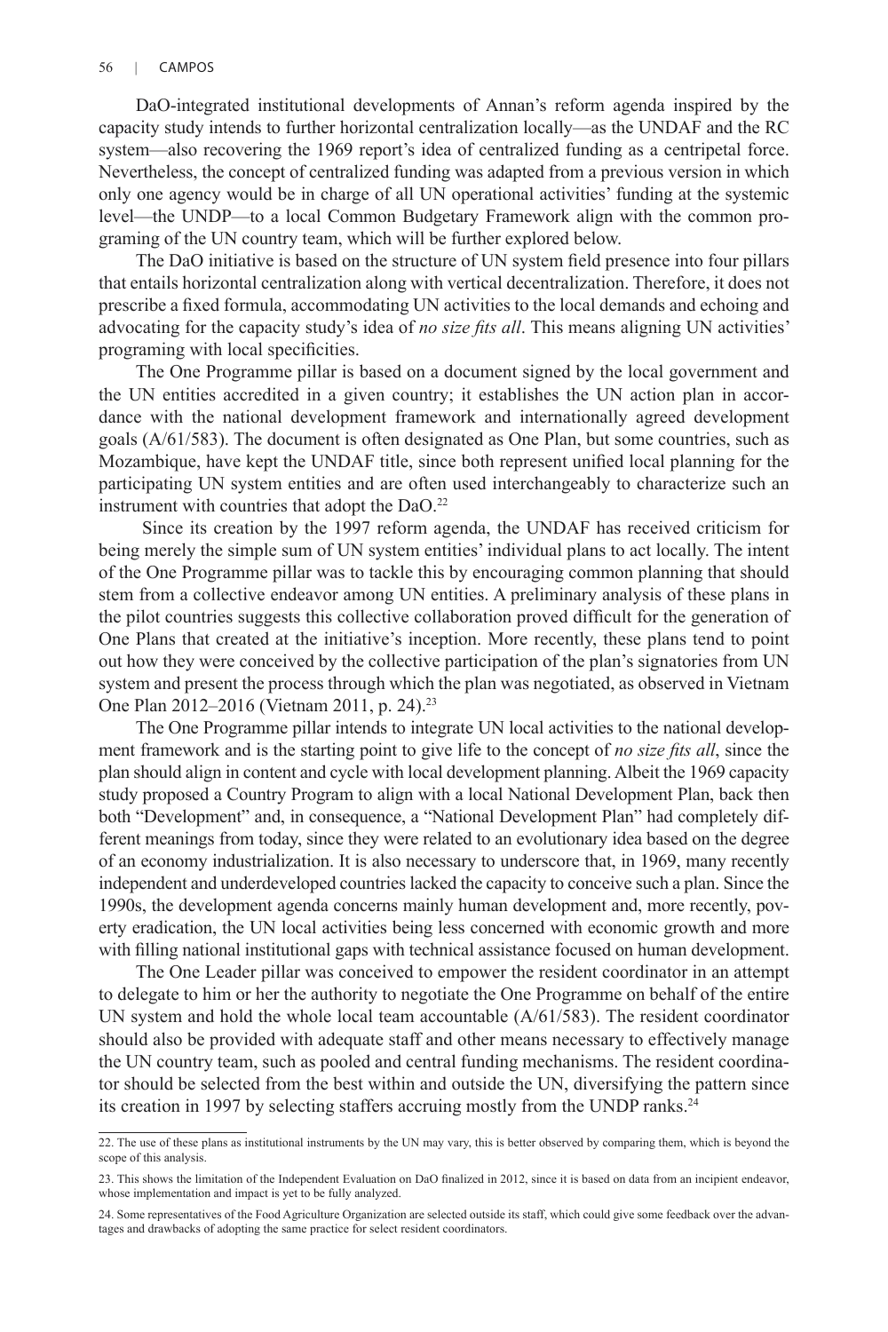DaO-integrated institutional developments of Annan's reform agenda inspired by the capacity study intends to further horizontal centralization locally—as the UNDAF and the RC system—also recovering the 1969 report's idea of centralized funding as a centripetal force. Nevertheless, the concept of centralized funding was adapted from a previous version in which only one agency would be in charge of all UN operational activities' funding at the systemic level—the UNDP—to a local Common Budgetary Framework align with the common programing of the UN country team, which will be further explored below.

The DaO initiative is based on the structure of UN system field presence into four pillars that entails horizontal centralization along with vertical decentralization. Therefore, it does not prescribe a fixed formula, accommodating UN activities to the local demands and echoing and advocating for the capacity study's idea of *no size fits all*. This means aligning UN activities' programing with local specificities.

The One Programme pillar is based on a document signed by the local government and the UN entities accredited in a given country; it establishes the UN action plan in accordance with the national development framework and internationally agreed development goals (A/61/583). The document is often designated as One Plan, but some countries, such as Mozambique, have kept the UNDAF title, since both represent unified local planning for the participating UN system entities and are often used interchangeably to characterize such an instrument with countries that adopt the DaO.[22]

Since its creation by the 1997 reform agenda, the UNDAF has received criticism for being merely the simple sum of UN system entities' individual plans to act locally. The intent of the One Programme pillar was to tackle this by encouraging common planning that should stem from a collective endeavor among UN entities. A preliminary analysis of these plans in the pilot countries suggests this collective collaboration proved difficult for the generation of One Plans that created at the initiative's inception. More recently, these plans tend to point out how they were conceived by the collective participation of the plan's signatories from UN system and present the process through which the plan was negotiated, as observed in Vietnam One Plan 2012–2016 (Vietnam 2011, p. 24).[23]

The One Programme pillar intends to integrate UN local activities to the national development framework and is the starting point to give life to the concept of *no size fits all*, since the plan should align in content and cycle with local development planning. Albeit the 1969 capacity study proposed a Country Program to align with a local National Development Plan, back then both "Development" and, in consequence, a "National Development Plan" had completely different meanings from today, since they were related to an evolutionary idea based on the degree of an economy industrialization. It is also necessary to underscore that, in 1969, many recently independent and underdeveloped countries lacked the capacity to conceive such a plan. Since the 1990s, the development agenda concerns mainly human development and, more recently, poverty eradication, the UN local activities being less concerned with economic growth and more with filling national institutional gaps with technical assistance focused on human development.

The One Leader pillar was conceived to empower the resident coordinator in an attempt to delegate to him or her the authority to negotiate the One Programme on behalf of the entire UN system and hold the whole local team accountable (A/61/583). The resident coordinator should also be provided with adequate staff and other means necessary to effectively manage the UN country team, such as pooled and central funding mechanisms. The resident coordinator should be selected from the best within and outside the UN, diversifying the pattern since its creation in 1997 by selecting staffers accruing mostly from the UNDP ranks.[24]

---

22. The use of these plans as institutional instruments by the UN may vary, this is better observed by comparing them, which is beyond the scope of this analysis.

23. This shows the limitation of the Independent Evaluation on DaO finalized in 2012, since it is based on data from an incipient endeavor, whose implementation and impact is yet to be fully analyzed.

24. Some representatives of the Food Agriculture Organization are selected outside its staff, which could give some feedback over the advantages and drawbacks of adopting the same practice for select resident coordinators.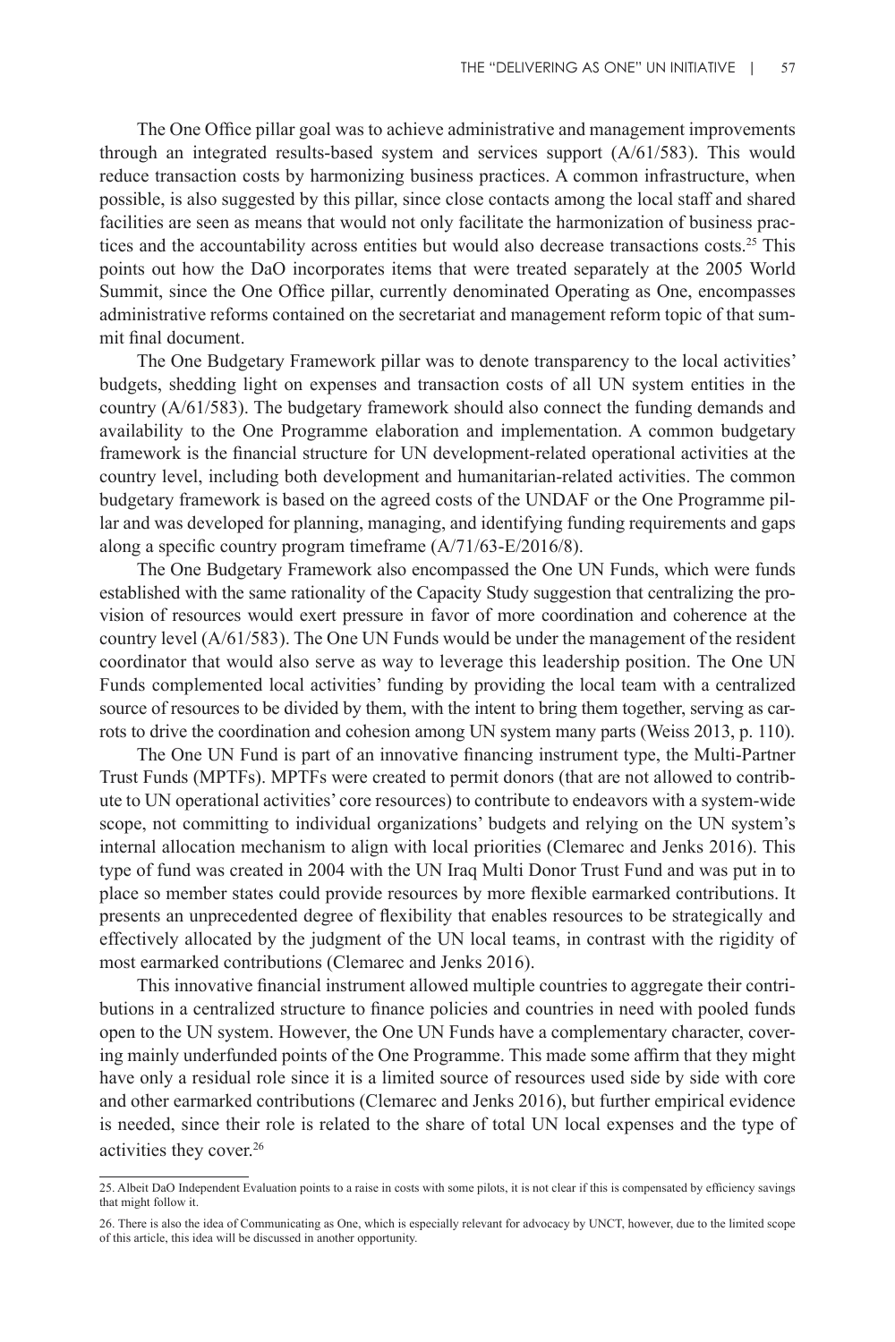The One Office pillar goal was to achieve administrative and management improvements through an integrated results-based system and services support (A/61/583). This would reduce transaction costs by harmonizing business practices. A common infrastructure, when possible, is also suggested by this pillar, since close contacts among the local staff and shared facilities are seen as means that would not only facilitate the harmonization of business practices and the accountability across entities but would also decrease transactions costs.[25] This points out how the DaO incorporates items that were treated separately at the 2005 World Summit, since the One Office pillar, currently denominated Operating as One, encompasses administrative reforms contained on the secretariat and management reform topic of that summit final document.

The One Budgetary Framework pillar was to denote transparency to the local activities' budgets, shedding light on expenses and transaction costs of all UN system entities in the country (A/61/583). The budgetary framework should also connect the funding demands and availability to the One Programme elaboration and implementation. A common budgetary framework is the financial structure for UN development-related operational activities at the country level, including both development and humanitarian-related activities. The common budgetary framework is based on the agreed costs of the UNDAF or the One Programme pillar and was developed for planning, managing, and identifying funding requirements and gaps along a specific country program timeframe (A/71/63-E/2016/8).

The One Budgetary Framework also encompassed the One UN Funds, which were funds established with the same rationality of the Capacity Study suggestion that centralizing the provision of resources would exert pressure in favor of more coordination and coherence at the country level (A/61/583). The One UN Funds would be under the management of the resident coordinator that would also serve as way to leverage this leadership position. The One UN Funds complemented local activities' funding by providing the local team with a centralized source of resources to be divided by them, with the intent to bring them together, serving as carrots to drive the coordination and cohesion among UN system many parts (Weiss 2013, p. 110).

The One UN Fund is part of an innovative financing instrument type, the Multi-Partner Trust Funds (MPTFs). MPTFs were created to permit donors (that are not allowed to contribute to UN operational activities' core resources) to contribute to endeavors with a system-wide scope, not committing to individual organizations' budgets and relying on the UN system's internal allocation mechanism to align with local priorities (Clemarec and Jenks 2016). This type of fund was created in 2004 with the UN Iraq Multi Donor Trust Fund and was put in to place so member states could provide resources by more flexible earmarked contributions. It presents an unprecedented degree of flexibility that enables resources to be strategically and effectively allocated by the judgment of the UN local teams, in contrast with the rigidity of most earmarked contributions (Clemarec and Jenks 2016).

This innovative financial instrument allowed multiple countries to aggregate their contributions in a centralized structure to finance policies and countries in need with pooled funds open to the UN system. However, the One UN Funds have a complementary character, covering mainly underfunded points of the One Programme. This made some affirm that they might have only a residual role since it is a limited source of resources used side by side with core and other earmarked contributions (Clemarec and Jenks 2016), but further empirical evidence is needed, since their role is related to the share of total UN local expenses and the type of activities they cover.[26]

---

25. Albeit DaO Independent Evaluation points to a raise in costs with some pilots, it is not clear if this is compensated by efficiency savings that might follow it.

26. There is also the idea of Communicating as One, which is especially relevant for advocacy by UNCT, however, due to the limited scope of this article, this idea will be discussed in another opportunity.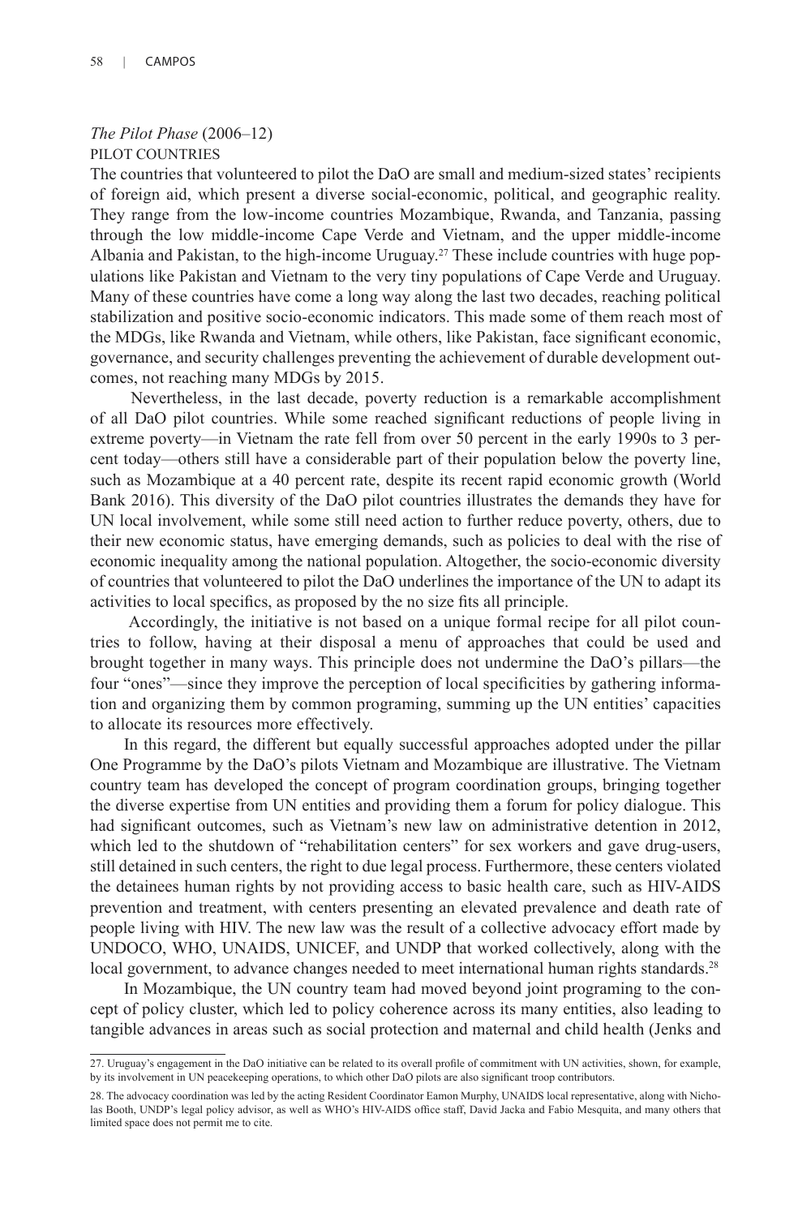### *The Pilot Phase* (2006–12)

PILOT COUNTRIES

The countries that volunteered to pilot the DaO are small and medium-sized states' recipients of foreign aid, which present a diverse social-economic, political, and geographic reality. They range from the low-income countries Mozambique, Rwanda, and Tanzania, passing through the low middle-income Cape Verde and Vietnam, and the upper middle-income Albania and Pakistan, to the high-income Uruguay.[27] These include countries with huge populations like Pakistan and Vietnam to the very tiny populations of Cape Verde and Uruguay. Many of these countries have come a long way along the last two decades, reaching political stabilization and positive socio-economic indicators. This made some of them reach most of the MDGs, like Rwanda and Vietnam, while others, like Pakistan, face significant economic, governance, and security challenges preventing the achievement of durable development outcomes, not reaching many MDGs by 2015.

Nevertheless, in the last decade, poverty reduction is a remarkable accomplishment of all DaO pilot countries. While some reached significant reductions of people living in extreme poverty—in Vietnam the rate fell from over 50 percent in the early 1990s to 3 percent today—others still have a considerable part of their population below the poverty line, such as Mozambique at a 40 percent rate, despite its recent rapid economic growth (World Bank 2016). This diversity of the DaO pilot countries illustrates the demands they have for UN local involvement, while some still need action to further reduce poverty, others, due to their new economic status, have emerging demands, such as policies to deal with the rise of economic inequality among the national population. Altogether, the socio-economic diversity of countries that volunteered to pilot the DaO underlines the importance of the UN to adapt its activities to local specifics, as proposed by the no size fits all principle.

Accordingly, the initiative is not based on a unique formal recipe for all pilot countries to follow, having at their disposal a menu of approaches that could be used and brought together in many ways. This principle does not undermine the DaO's pillars—the four "ones"—since they improve the perception of local specificities by gathering information and organizing them by common programing, summing up the UN entities' capacities to allocate its resources more effectively.

In this regard, the different but equally successful approaches adopted under the pillar One Programme by the DaO's pilots Vietnam and Mozambique are illustrative. The Vietnam country team has developed the concept of program coordination groups, bringing together the diverse expertise from UN entities and providing them a forum for policy dialogue. This had significant outcomes, such as Vietnam's new law on administrative detention in 2012, which led to the shutdown of "rehabilitation centers" for sex workers and gave drug-users, still detained in such centers, the right to due legal process. Furthermore, these centers violated the detainees human rights by not providing access to basic health care, such as HIV-AIDS prevention and treatment, with centers presenting an elevated prevalence and death rate of people living with HIV. The new law was the result of a collective advocacy effort made by UNDOCO, WHO, UNAIDS, UNICEF, and UNDP that worked collectively, along with the local government, to advance changes needed to meet international human rights standards.[28]

In Mozambique, the UN country team had moved beyond joint programing to the concept of policy cluster, which led to policy coherence across its many entities, also leading to tangible advances in areas such as social protection and maternal and child health (Jenks and

---

27. Uruguay's engagement in the DaO initiative can be related to its overall profile of commitment with UN activities, shown, for example, by its involvement in UN peacekeeping operations, to which other DaO pilots are also significant troop contributors.

28. The advocacy coordination was led by the acting Resident Coordinator Eamon Murphy, UNAIDS local representative, along with Nicholas Booth, UNDP's legal policy advisor, as well as WHO's HIV-AIDS office staff, David Jacka and Fabio Mesquita, and many others that limited space does not permit me to cite.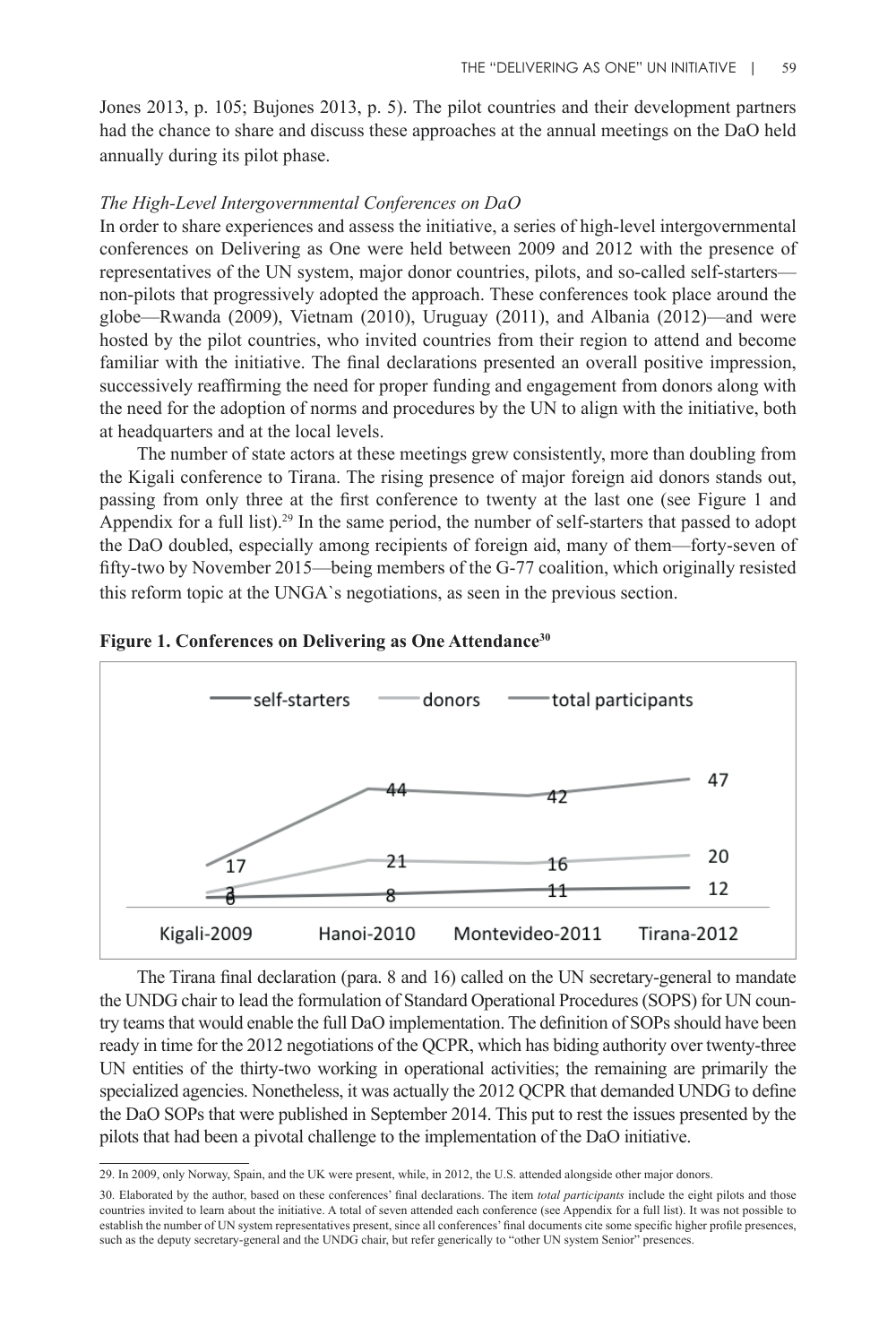Jones 2013, p. 105; Bujones 2013, p. 5). The pilot countries and their development partners had the chance to share and discuss these approaches at the annual meetings on the DaO held annually during its pilot phase.

*The High-Level Intergovernmental Conferences on DaO*

In order to share experiences and assess the initiative, a series of high-level intergovernmental conferences on Delivering as One were held between 2009 and 2012 with the presence of representatives of the UN system, major donor countries, pilots, and so-called self-starters—non-pilots that progressively adopted the approach. These conferences took place around the globe—Rwanda (2009), Vietnam (2010), Uruguay (2011), and Albania (2012)—and were hosted by the pilot countries, who invited countries from their region to attend and become familiar with the initiative. The final declarations presented an overall positive impression, successively reaffirming the need for proper funding and engagement from donors along with the need for the adoption of norms and procedures by the UN to align with the initiative, both at headquarters and at the local levels.

The number of state actors at these meetings grew consistently, more than doubling from the Kigali conference to Tirana. The rising presence of major foreign aid donors stands out, passing from only three at the first conference to twenty at the last one (see Figure 1 and Appendix for a full list).[29] In the same period, the number of self-starters that passed to adopt the DaO doubled, especially among recipients of foreign aid, many of them—forty-seven of fifty-two by November 2015—being members of the G-77 coalition, which originally resisted this reform topic at the UNGA`s negotiations, as seen in the previous section.

**Figure 1. Conferences on Delivering as One Attendance[30]**

| | Kigali-2009 | Hanoi-2010 | Montevideo-2011 | Tirana-2012 |
|---|---|---|---|---|
| self-starters | 6 | 8 | 11 | 12 |
| donors | 3 | 21 | 16 | 20 |
| total participants | 17 | 44 | 42 | 47 |

The Tirana final declaration (para. 8 and 16) called on the UN secretary-general to mandate the UNDG chair to lead the formulation of Standard Operational Procedures (SOPS) for UN country teams that would enable the full DaO implementation. The definition of SOPs should have been ready in time for the 2012 negotiations of the QCPR, which has biding authority over twenty-three UN entities of the thirty-two working in operational activities; the remaining are primarily the specialized agencies. Nonetheless, it was actually the 2012 QCPR that demanded UNDG to define the DaO SOPs that were published in September 2014. This put to rest the issues presented by the pilots that had been a pivotal challenge to the implementation of the DaO initiative.

29. In 2009, only Norway, Spain, and the UK were present, while, in 2012, the U.S. attended alongside other major donors.

30. Elaborated by the author, based on these conferences' final declarations. The item *total participants* include the eight pilots and those countries invited to learn about the initiative. A total of seven attended each conference (see Appendix for a full list). It was not possible to establish the number of UN system representatives present, since all conferences' final documents cite some specific higher profile presences, such as the deputy secretary-general and the UNDG chair, but refer generically to "other UN system Senior" presences.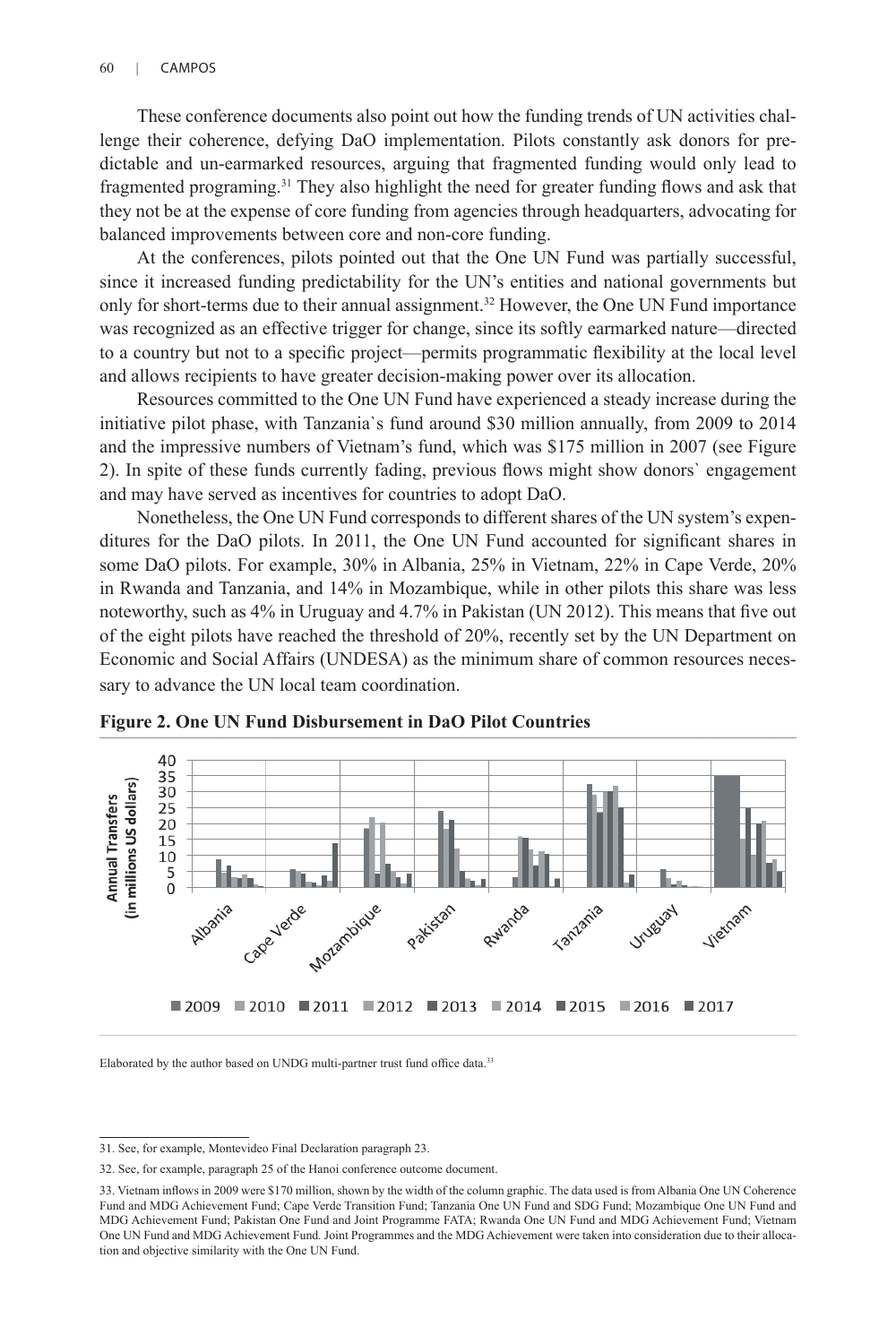These conference documents also point out how the funding trends of UN activities challenge their coherence, defying DaO implementation. Pilots constantly ask donors for predictable and un-earmarked resources, arguing that fragmented funding would only lead to fragmented programing.[31] They also highlight the need for greater funding flows and ask that they not be at the expense of core funding from agencies through headquarters, advocating for balanced improvements between core and non-core funding.

At the conferences, pilots pointed out that the One UN Fund was partially successful, since it increased funding predictability for the UN's entities and national governments but only for short-terms due to their annual assignment.[32] However, the One UN Fund importance was recognized as an effective trigger for change, since its softly earmarked nature—directed to a country but not to a specific project—permits programmatic flexibility at the local level and allows recipients to have greater decision-making power over its allocation.

Resources committed to the One UN Fund have experienced a steady increase during the initiative pilot phase, with Tanzania`s fund around \$30 million annually, from 2009 to 2014 and the impressive numbers of Vietnam's fund, which was \$175 million in 2007 (see Figure 2). In spite of these funds currently fading, previous flows might show donors` engagement and may have served as incentives for countries to adopt DaO.

Nonetheless, the One UN Fund corresponds to different shares of the UN system's expenditures for the DaO pilots. In 2011, the One UN Fund accounted for significant shares in some DaO pilots. For example, 30% in Albania, 25% in Vietnam, 22% in Cape Verde, 20% in Rwanda and Tanzania, and 14% in Mozambique, while in other pilots this share was less noteworthy, such as 4% in Uruguay and 4.7% in Pakistan (UN 2012). This means that five out of the eight pilots have reached the threshold of 20%, recently set by the UN Department on Economic and Social Affairs (UNDESA) as the minimum share of common resources necessary to advance the UN local team coordination.

**Figure 2. One UN Fund Disbursement in DaO Pilot Countries**

Elaborated by the author based on UNDG multi-partner trust fund office data.[33]

---

31. See, for example, Montevideo Final Declaration paragraph 23.

32. See, for example, paragraph 25 of the Hanoi conference outcome document.

33. Vietnam inflows in 2009 were \$170 million, shown by the width of the column graphic. The data used is from Albania One UN Coherence Fund and MDG Achievement Fund; Cape Verde Transition Fund; Tanzania One UN Fund and SDG Fund; Mozambique One UN Fund and MDG Achievement Fund; Pakistan One Fund and Joint Programme FATA; Rwanda One UN Fund and MDG Achievement Fund; Vietnam One UN Fund and MDG Achievement Fund. Joint Programmes and the MDG Achievement were taken into consideration due to their allocation and objective similarity with the One UN Fund.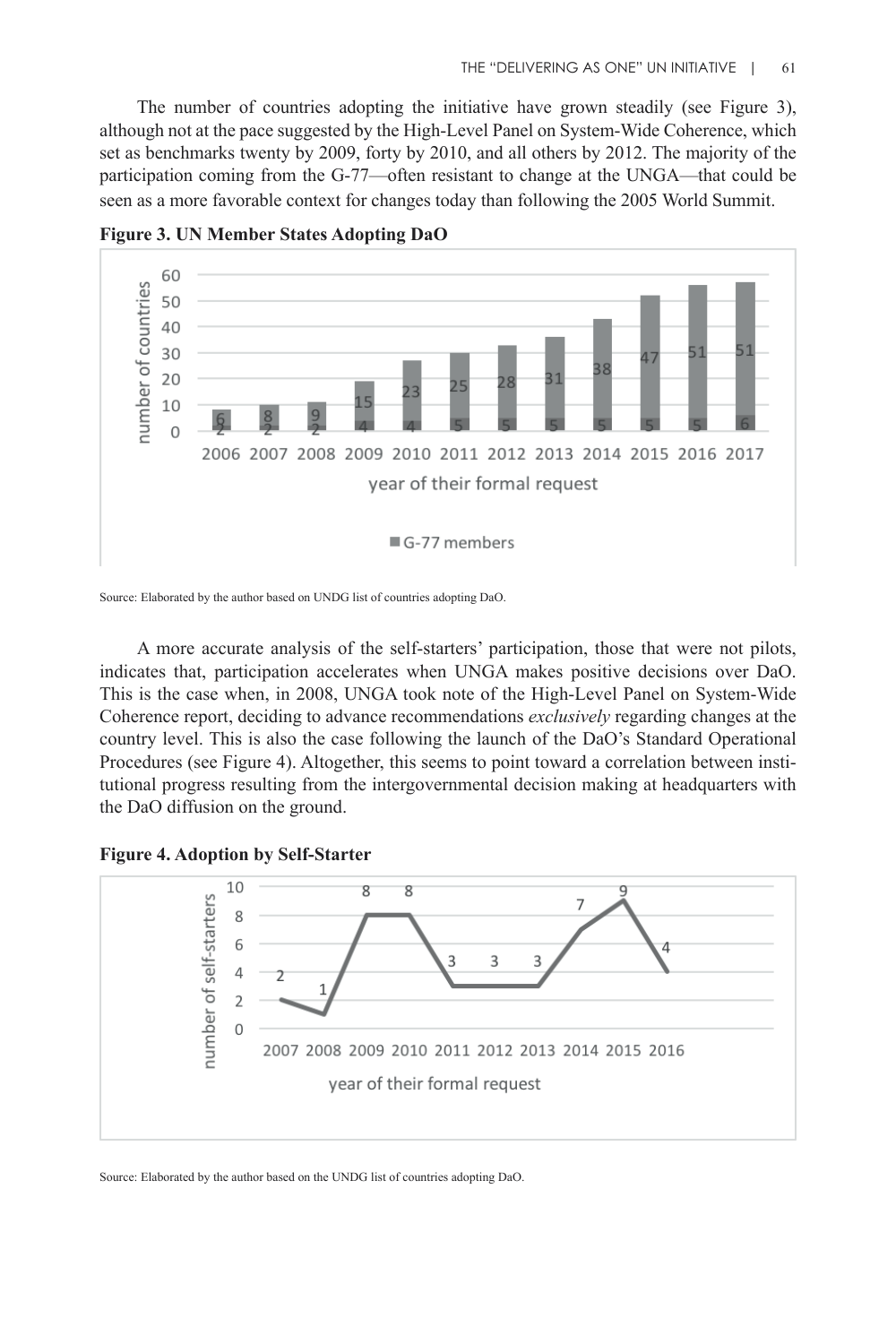The number of countries adopting the initiative have grown steadily (see Figure 3), although not at the pace suggested by the High-Level Panel on System-Wide Coherence, which set as benchmarks twenty by 2009, forty by 2010, and all others by 2012. The majority of the participation coming from the G-77—often resistant to change at the UNGA—that could be seen as a more favorable context for changes today than following the 2005 World Summit.

**Figure 3. UN Member States Adopting DaO**

| year of their formal request | 2006 | 2007 | 2008 | 2009 | 2010 | 2011 | 2012 | 2013 | 2014 | 2015 | 2016 | 2017 |
|---|---|---|---|---|---|---|---|---|---|---|---|---|
| G-77 members | 6 | 8 | 9 | 15 | 23 | 25 | 28 | 31 | 38 | 47 | 51 | 51 |
| (other) | 2 | 2 | 2 | 4 | 4 | 5 | 5 | 5 | 5 | 5 | 5 | 6 |

Source: Elaborated by the author based on UNDG list of countries adopting DaO.

A more accurate analysis of the self-starters' participation, those that were not pilots, indicates that, participation accelerates when UNGA makes positive decisions over DaO. This is the case when, in 2008, UNGA took note of the High-Level Panel on System-Wide Coherence report, deciding to advance recommendations *exclusively* regarding changes at the country level. This is also the case following the launch of the DaO's Standard Operational Procedures (see Figure 4). Altogether, this seems to point toward a correlation between institutional progress resulting from the intergovernmental decision making at headquarters with the DaO diffusion on the ground.

**Figure 4. Adoption by Self-Starter**

| year of their formal request | 2007 | 2008 | 2009 | 2010 | 2011 | 2012 | 2013 | 2014 | 2015 | 2016 |
|---|---|---|---|---|---|---|---|---|---|---|
| number of self-starters | 2 | 1 | 8 | 8 | 3 | 3 | 3 | 7 | 9 | 4 |

Source: Elaborated by the author based on the UNDG list of countries adopting DaO.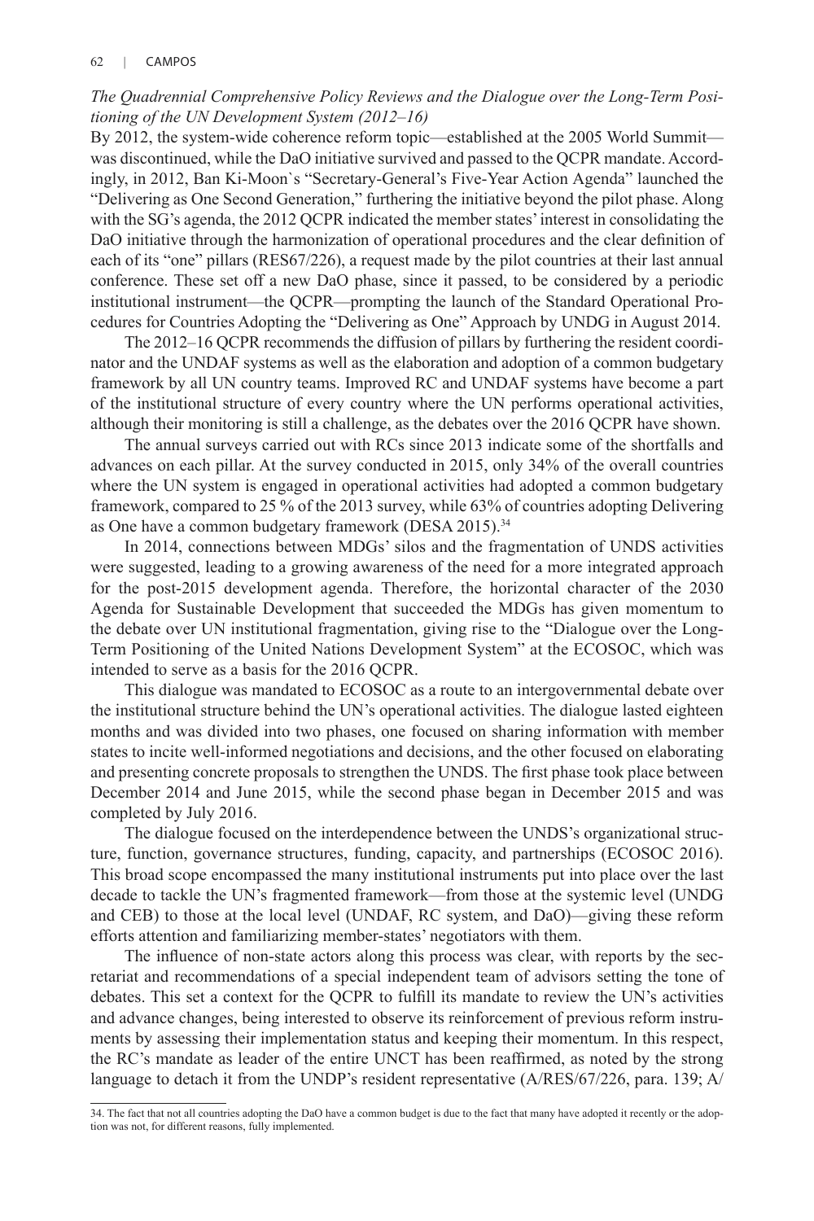*The Quadrennial Comprehensive Policy Reviews and the Dialogue over the Long-Term Positioning of the UN Development System (2012–16)*

By 2012, the system-wide coherence reform topic—established at the 2005 World Summit—was discontinued, while the DaO initiative survived and passed to the QCPR mandate. Accordingly, in 2012, Ban Ki-Moon`s "Secretary-General's Five-Year Action Agenda" launched the "Delivering as One Second Generation," furthering the initiative beyond the pilot phase. Along with the SG's agenda, the 2012 QCPR indicated the member states' interest in consolidating the DaO initiative through the harmonization of operational procedures and the clear definition of each of its "one" pillars (RES67/226), a request made by the pilot countries at their last annual conference. These set off a new DaO phase, since it passed, to be considered by a periodic institutional instrument—the QCPR—prompting the launch of the Standard Operational Procedures for Countries Adopting the "Delivering as One" Approach by UNDG in August 2014.

The 2012–16 QCPR recommends the diffusion of pillars by furthering the resident coordinator and the UNDAF systems as well as the elaboration and adoption of a common budgetary framework by all UN country teams. Improved RC and UNDAF systems have become a part of the institutional structure of every country where the UN performs operational activities, although their monitoring is still a challenge, as the debates over the 2016 QCPR have shown.

The annual surveys carried out with RCs since 2013 indicate some of the shortfalls and advances on each pillar. At the survey conducted in 2015, only 34% of the overall countries where the UN system is engaged in operational activities had adopted a common budgetary framework, compared to 25 % of the 2013 survey, while 63% of countries adopting Delivering as One have a common budgetary framework (DESA 2015).[34]

In 2014, connections between MDGs' silos and the fragmentation of UNDS activities were suggested, leading to a growing awareness of the need for a more integrated approach for the post-2015 development agenda. Therefore, the horizontal character of the 2030 Agenda for Sustainable Development that succeeded the MDGs has given momentum to the debate over UN institutional fragmentation, giving rise to the "Dialogue over the Long-Term Positioning of the United Nations Development System" at the ECOSOC, which was intended to serve as a basis for the 2016 QCPR.

This dialogue was mandated to ECOSOC as a route to an intergovernmental debate over the institutional structure behind the UN's operational activities. The dialogue lasted eighteen months and was divided into two phases, one focused on sharing information with member states to incite well-informed negotiations and decisions, and the other focused on elaborating and presenting concrete proposals to strengthen the UNDS. The first phase took place between December 2014 and June 2015, while the second phase began in December 2015 and was completed by July 2016.

The dialogue focused on the interdependence between the UNDS's organizational structure, function, governance structures, funding, capacity, and partnerships (ECOSOC 2016). This broad scope encompassed the many institutional instruments put into place over the last decade to tackle the UN's fragmented framework—from those at the systemic level (UNDG and CEB) to those at the local level (UNDAF, RC system, and DaO)—giving these reform efforts attention and familiarizing member-states' negotiators with them.

The influence of non-state actors along this process was clear, with reports by the secretariat and recommendations of a special independent team of advisors setting the tone of debates. This set a context for the QCPR to fulfill its mandate to review the UN's activities and advance changes, being interested to observe its reinforcement of previous reform instruments by assessing their implementation status and keeping their momentum. In this respect, the RC's mandate as leader of the entire UNCT has been reaffirmed, as noted by the strong language to detach it from the UNDP's resident representative (A/RES/67/226, para. 139; A/

34. The fact that not all countries adopting the DaO have a common budget is due to the fact that many have adopted it recently or the adoption was not, for different reasons, fully implemented.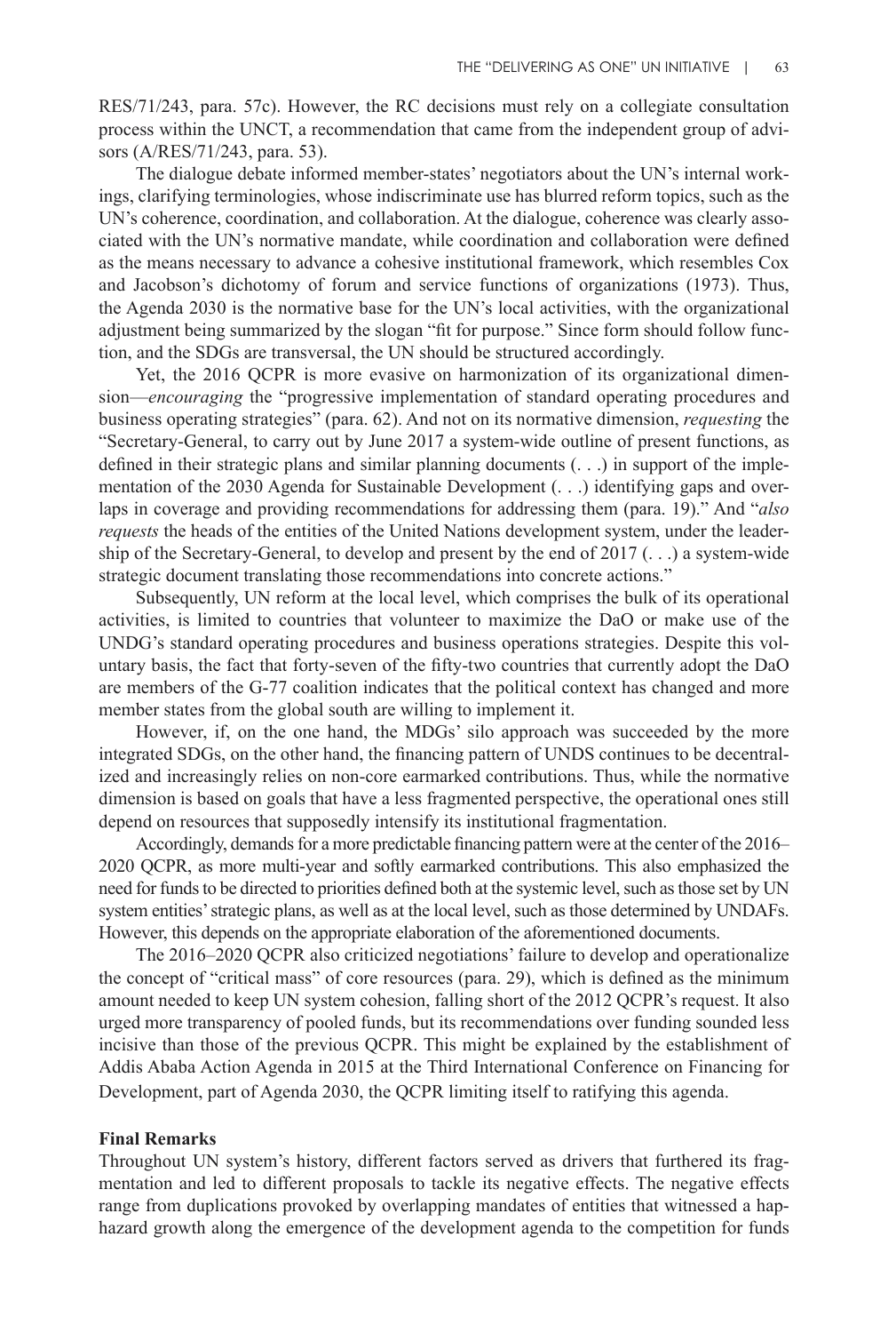RES/71/243, para. 57c). However, the RC decisions must rely on a collegiate consultation process within the UNCT, a recommendation that came from the independent group of advisors (A/RES/71/243, para. 53).

The dialogue debate informed member-states' negotiators about the UN's internal workings, clarifying terminologies, whose indiscriminate use has blurred reform topics, such as the UN's coherence, coordination, and collaboration. At the dialogue, coherence was clearly associated with the UN's normative mandate, while coordination and collaboration were defined as the means necessary to advance a cohesive institutional framework, which resembles Cox and Jacobson's dichotomy of forum and service functions of organizations (1973). Thus, the Agenda 2030 is the normative base for the UN's local activities, with the organizational adjustment being summarized by the slogan "fit for purpose." Since form should follow function, and the SDGs are transversal, the UN should be structured accordingly.

Yet, the 2016 QCPR is more evasive on harmonization of its organizational dimension—*encouraging* the "progressive implementation of standard operating procedures and business operating strategies" (para. 62). And not on its normative dimension, *requesting* the "Secretary-General, to carry out by June 2017 a system-wide outline of present functions, as defined in their strategic plans and similar planning documents (. . .) in support of the implementation of the 2030 Agenda for Sustainable Development (. . .) identifying gaps and overlaps in coverage and providing recommendations for addressing them (para. 19)." And "*also requests* the heads of the entities of the United Nations development system, under the leadership of the Secretary-General, to develop and present by the end of 2017 (. . .) a system-wide strategic document translating those recommendations into concrete actions."

Subsequently, UN reform at the local level, which comprises the bulk of its operational activities, is limited to countries that volunteer to maximize the DaO or make use of the UNDG's standard operating procedures and business operations strategies. Despite this voluntary basis, the fact that forty-seven of the fifty-two countries that currently adopt the DaO are members of the G-77 coalition indicates that the political context has changed and more member states from the global south are willing to implement it.

However, if, on the one hand, the MDGs' silo approach was succeeded by the more integrated SDGs, on the other hand, the financing pattern of UNDS continues to be decentralized and increasingly relies on non-core earmarked contributions. Thus, while the normative dimension is based on goals that have a less fragmented perspective, the operational ones still depend on resources that supposedly intensify its institutional fragmentation.

Accordingly, demands for a more predictable financing pattern were at the center of the 2016–2020 QCPR, as more multi-year and softly earmarked contributions. This also emphasized the need for funds to be directed to priorities defined both at the systemic level, such as those set by UN system entities' strategic plans, as well as at the local level, such as those determined by UNDAFs. However, this depends on the appropriate elaboration of the aforementioned documents.

The 2016–2020 QCPR also criticized negotiations' failure to develop and operationalize the concept of "critical mass" of core resources (para. 29), which is defined as the minimum amount needed to keep UN system cohesion, falling short of the 2012 QCPR's request. It also urged more transparency of pooled funds, but its recommendations over funding sounded less incisive than those of the previous QCPR. This might be explained by the establishment of Addis Ababa Action Agenda in 2015 at the Third International Conference on Financing for Development, part of Agenda 2030, the QCPR limiting itself to ratifying this agenda.

## Final Remarks

Throughout UN system's history, different factors served as drivers that furthered its fragmentation and led to different proposals to tackle its negative effects. The negative effects range from duplications provoked by overlapping mandates of entities that witnessed a haphazard growth along the emergence of the development agenda to the competition for funds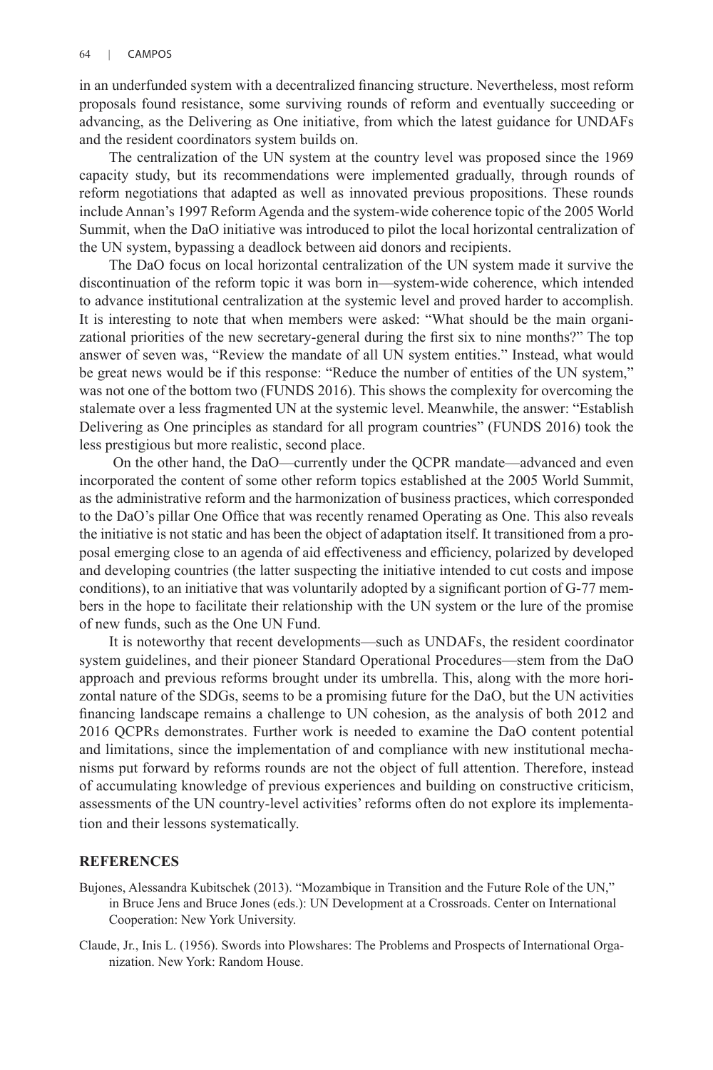in an underfunded system with a decentralized financing structure. Nevertheless, most reform proposals found resistance, some surviving rounds of reform and eventually succeeding or advancing, as the Delivering as One initiative, from which the latest guidance for UNDAFs and the resident coordinators system builds on.

The centralization of the UN system at the country level was proposed since the 1969 capacity study, but its recommendations were implemented gradually, through rounds of reform negotiations that adapted as well as innovated previous propositions. These rounds include Annan's 1997 Reform Agenda and the system-wide coherence topic of the 2005 World Summit, when the DaO initiative was introduced to pilot the local horizontal centralization of the UN system, bypassing a deadlock between aid donors and recipients.

The DaO focus on local horizontal centralization of the UN system made it survive the discontinuation of the reform topic it was born in—system-wide coherence, which intended to advance institutional centralization at the systemic level and proved harder to accomplish. It is interesting to note that when members were asked: "What should be the main organizational priorities of the new secretary-general during the first six to nine months?" The top answer of seven was, "Review the mandate of all UN system entities." Instead, what would be great news would be if this response: "Reduce the number of entities of the UN system," was not one of the bottom two (FUNDS 2016). This shows the complexity for overcoming the stalemate over a less fragmented UN at the systemic level. Meanwhile, the answer: "Establish Delivering as One principles as standard for all program countries" (FUNDS 2016) took the less prestigious but more realistic, second place.

On the other hand, the DaO—currently under the QCPR mandate—advanced and even incorporated the content of some other reform topics established at the 2005 World Summit, as the administrative reform and the harmonization of business practices, which corresponded to the DaO's pillar One Office that was recently renamed Operating as One. This also reveals the initiative is not static and has been the object of adaptation itself. It transitioned from a proposal emerging close to an agenda of aid effectiveness and efficiency, polarized by developed and developing countries (the latter suspecting the initiative intended to cut costs and impose conditions), to an initiative that was voluntarily adopted by a significant portion of G-77 members in the hope to facilitate their relationship with the UN system or the lure of the promise of new funds, such as the One UN Fund.

It is noteworthy that recent developments—such as UNDAFs, the resident coordinator system guidelines, and their pioneer Standard Operational Procedures—stem from the DaO approach and previous reforms brought under its umbrella. This, along with the more horizontal nature of the SDGs, seems to be a promising future for the DaO, but the UN activities financing landscape remains a challenge to UN cohesion, as the analysis of both 2012 and 2016 QCPRs demonstrates. Further work is needed to examine the DaO content potential and limitations, since the implementation of and compliance with new institutional mechanisms put forward by reforms rounds are not the object of full attention. Therefore, instead of accumulating knowledge of previous experiences and building on constructive criticism, assessments of the UN country-level activities' reforms often do not explore its implementation and their lessons systematically.

## REFERENCES

Bujones, Alessandra Kubitschek (2013). "Mozambique in Transition and the Future Role of the UN," in Bruce Jens and Bruce Jones (eds.): UN Development at a Crossroads. Center on International Cooperation: New York University.

Claude, Jr., Inis L. (1956). Swords into Plowshares: The Problems and Prospects of International Organization. New York: Random House.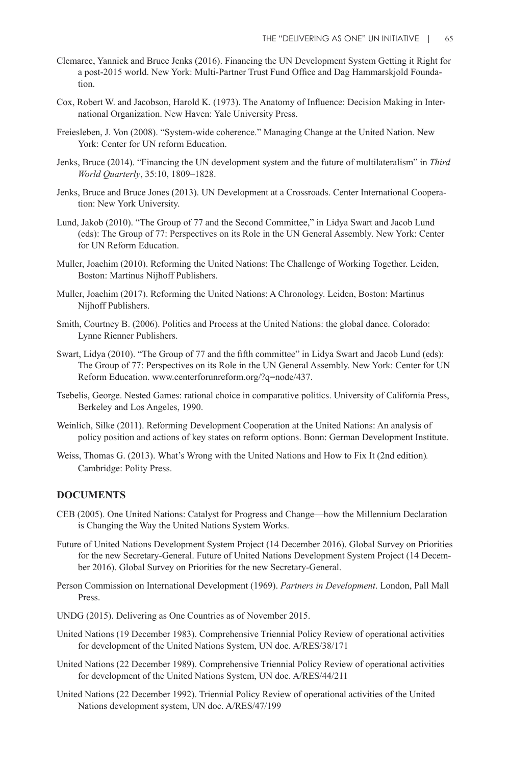Clemarec, Yannick and Bruce Jenks (2016). Financing the UN Development System Getting it Right for a post-2015 world. New York: Multi-Partner Trust Fund Office and Dag Hammarskjold Foundation.

Cox, Robert W. and Jacobson, Harold K. (1973). The Anatomy of Influence: Decision Making in International Organization. New Haven: Yale University Press.

Freiesleben, J. Von (2008). "System-wide coherence." Managing Change at the United Nation. New York: Center for UN reform Education.

Jenks, Bruce (2014). "Financing the UN development system and the future of multilateralism" in *Third World Quarterly*, 35:10, 1809–1828.

Jenks, Bruce and Bruce Jones (2013). UN Development at a Crossroads. Center International Cooperation: New York University.

Lund, Jakob (2010). "The Group of 77 and the Second Committee," in Lidya Swart and Jacob Lund (eds): The Group of 77: Perspectives on its Role in the UN General Assembly. New York: Center for UN Reform Education.

Muller, Joachim (2010). Reforming the United Nations: The Challenge of Working Together. Leiden, Boston: Martinus Nijhoff Publishers.

Muller, Joachim (2017). Reforming the United Nations: A Chronology. Leiden, Boston: Martinus Nijhoff Publishers.

Smith, Courtney B. (2006). Politics and Process at the United Nations: the global dance. Colorado: Lynne Rienner Publishers.

Swart, Lidya (2010). "The Group of 77 and the fifth committee" in Lidya Swart and Jacob Lund (eds): The Group of 77: Perspectives on its Role in the UN General Assembly. New York: Center for UN Reform Education. www.centerforunreform.org/?q=node/437.

Tsebelis, George. Nested Games: rational choice in comparative politics. University of California Press, Berkeley and Los Angeles, 1990.

Weinlich, Silke (2011). Reforming Development Cooperation at the United Nations: An analysis of policy position and actions of key states on reform options. Bonn: German Development Institute.

Weiss, Thomas G. (2013). What's Wrong with the United Nations and How to Fix It (2nd edition). Cambridge: Polity Press.

## DOCUMENTS

CEB (2005). One United Nations: Catalyst for Progress and Change—how the Millennium Declaration is Changing the Way the United Nations System Works.

Future of United Nations Development System Project (14 December 2016). Global Survey on Priorities for the new Secretary-General. Future of United Nations Development System Project (14 December 2016). Global Survey on Priorities for the new Secretary-General.

Person Commission on International Development (1969). *Partners in Development*. London, Pall Mall Press.

UNDG (2015). Delivering as One Countries as of November 2015.

United Nations (19 December 1983). Comprehensive Triennial Policy Review of operational activities for development of the United Nations System, UN doc. A/RES/38/171

United Nations (22 December 1989). Comprehensive Triennial Policy Review of operational activities for development of the United Nations System, UN doc. A/RES/44/211

United Nations (22 December 1992). Triennial Policy Review of operational activities of the United Nations development system, UN doc. A/RES/47/199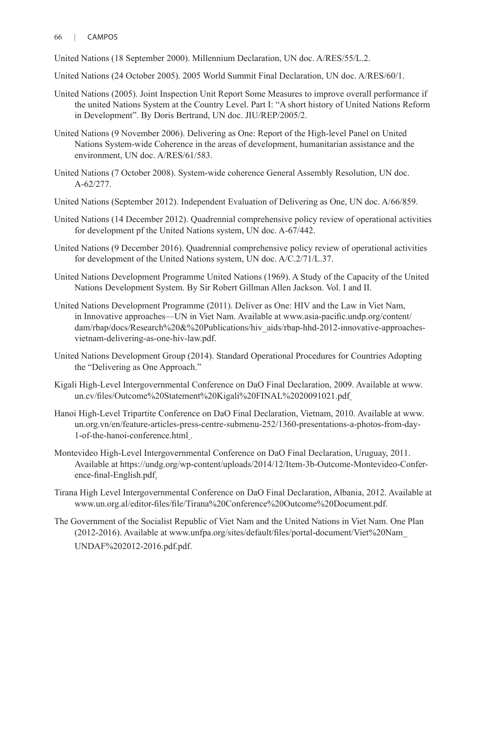United Nations (18 September 2000). Millennium Declaration, UN doc. A/RES/55/L.2.

United Nations (24 October 2005). 2005 World Summit Final Declaration, UN doc. A/RES/60/1.

United Nations (2005). Joint Inspection Unit Report Some Measures to improve overall performance if the united Nations System at the Country Level. Part I: "A short history of United Nations Reform in Development". By Doris Bertrand, UN doc. JIU/REP/2005/2.

United Nations (9 November 2006). Delivering as One: Report of the High-level Panel on United Nations System-wide Coherence in the areas of development, humanitarian assistance and the environment, UN doc. A/RES/61/583.

United Nations (7 October 2008). System-wide coherence General Assembly Resolution, UN doc. A-62/277.

United Nations (September 2012). Independent Evaluation of Delivering as One, UN doc. A/66/859.

United Nations (14 December 2012). Quadrennial comprehensive policy review of operational activities for development pf the United Nations system, UN doc. A-67/442.

United Nations (9 December 2016). Quadrennial comprehensive policy review of operational activities for development of the United Nations system, UN doc. A/C.2/71/L.37.

United Nations Development Programme United Nations (1969). A Study of the Capacity of the United Nations Development System. By Sir Robert Gillman Allen Jackson. Vol. I and II.

United Nations Development Programme (2011). Deliver as One: HIV and the Law in Viet Nam, in Innovative approaches—UN in Viet Nam. Available at www.asia-pacific.undp.org/content/dam/rbap/docs/Research%20&%20Publications/hiv_aids/rbap-hhd-2012-innovative-approaches-vietnam-delivering-as-one-hiv-law.pdf.

United Nations Development Group (2014). Standard Operational Procedures for Countries Adopting the "Delivering as One Approach."

Kigali High-Level Intergovernmental Conference on DaO Final Declaration, 2009. Available at www.un.cv/files/Outcome%20Statement%20Kigali%20FINAL%2020091021.pdf

Hanoi High-Level Tripartite Conference on DaO Final Declaration, Vietnam, 2010. Available at www.un.org.vn/en/feature-articles-press-centre-submenu-252/1360-presentations-a-photos-from-day-1-of-the-hanoi-conference.html .

Montevideo High-Level Intergovernmental Conference on DaO Final Declaration, Uruguay, 2011. Available at https://undg.org/wp-content/uploads/2014/12/Item-3b-Outcome-Montevideo-Conference-final-English.pdf.

Tirana High Level Intergovernmental Conference on DaO Final Declaration, Albania, 2012. Available at www.un.org.al/editor-files/file/Tirana%20Conference%20Outcome%20Document.pdf.

The Government of the Socialist Republic of Viet Nam and the United Nations in Viet Nam. One Plan (2012-2016). Available at www.unfpa.org/sites/default/files/portal-document/Viet%20Nam_UNDAF%202012-2016.pdf.pdf.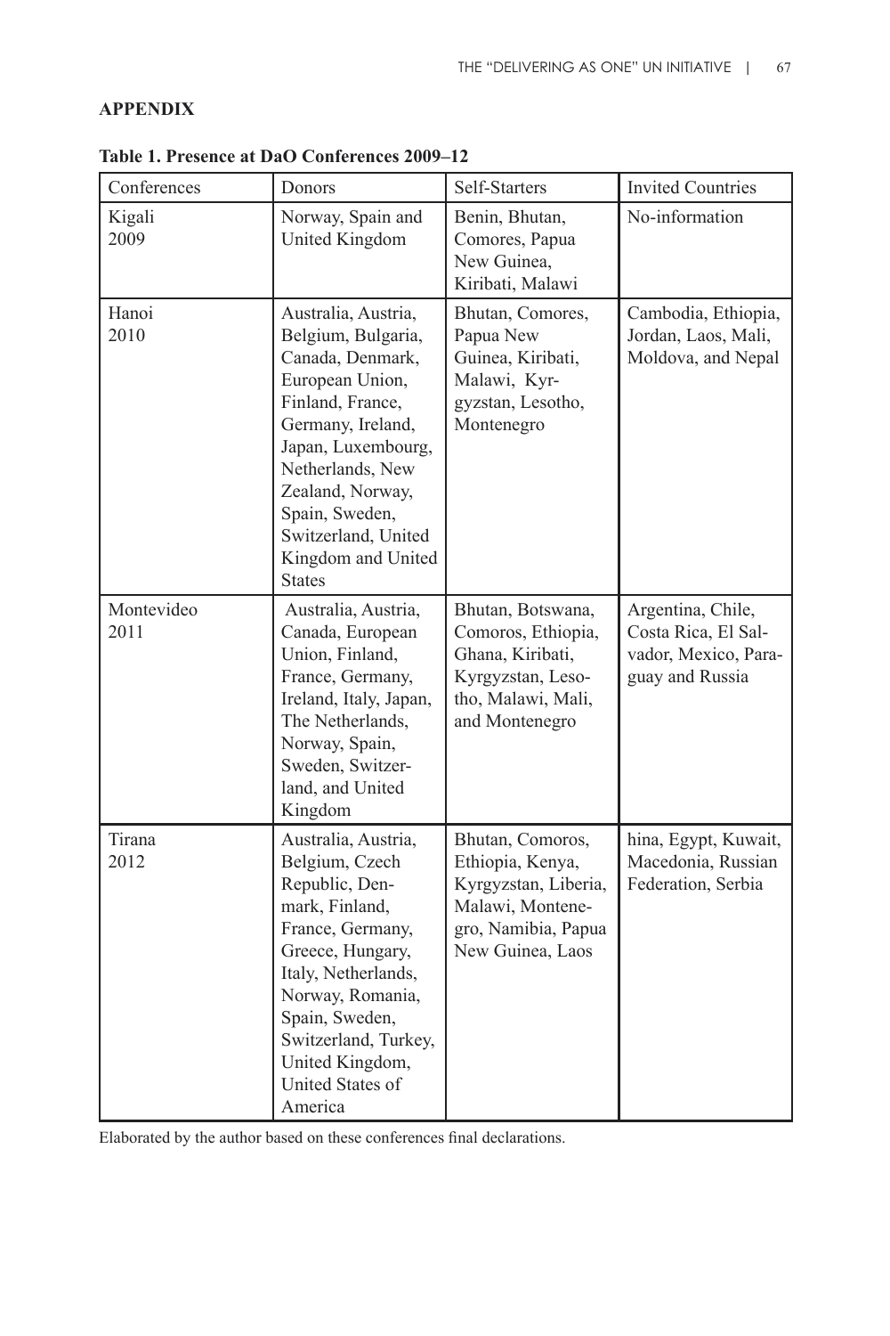**APPENDIX**

**Table 1. Presence at DaO Conferences 2009–12**

| Conferences | Donors | Self-Starters | Invited Countries |
|---|---|---|---|
| Kigali 2009 | Norway, Spain and United Kingdom | Benin, Bhutan, Comores, Papua New Guinea, Kiribati, Malawi | No-information |
| Hanoi 2010 | Australia, Austria, Belgium, Bulgaria, Canada, Denmark, European Union, Finland, France, Germany, Ireland, Japan, Luxembourg, Netherlands, New Zealand, Norway, Spain, Sweden, Switzerland, United Kingdom and United States | Bhutan, Comores, Papua New Guinea, Kiribati, Malawi, Kyrgyzstan, Lesotho, Montenegro | Cambodia, Ethiopia, Jordan, Laos, Mali, Moldova, and Nepal |
| Montevideo 2011 | Australia, Austria, Canada, European Union, Finland, France, Germany, Ireland, Italy, Japan, The Netherlands, Norway, Spain, Sweden, Switzerland, and United Kingdom | Bhutan, Botswana, Comoros, Ethiopia, Ghana, Kiribati, Kyrgyzstan, Lesotho, Malawi, Mali, and Montenegro | Argentina, Chile, Costa Rica, El Salvador, Mexico, Paraguay and Russia |
| Tirana 2012 | Australia, Austria, Belgium, Czech Republic, Denmark, Finland, France, Germany, Greece, Hungary, Italy, Netherlands, Norway, Romania, Spain, Sweden, Switzerland, Turkey, United Kingdom, United States of America | Bhutan, Comoros, Ethiopia, Kenya, Kyrgyzstan, Liberia, Malawi, Montenegro, Namibia, Papua New Guinea, Laos | hina, Egypt, Kuwait, Macedonia, Russian Federation, Serbia |

Elaborated by the author based on these conferences final declarations.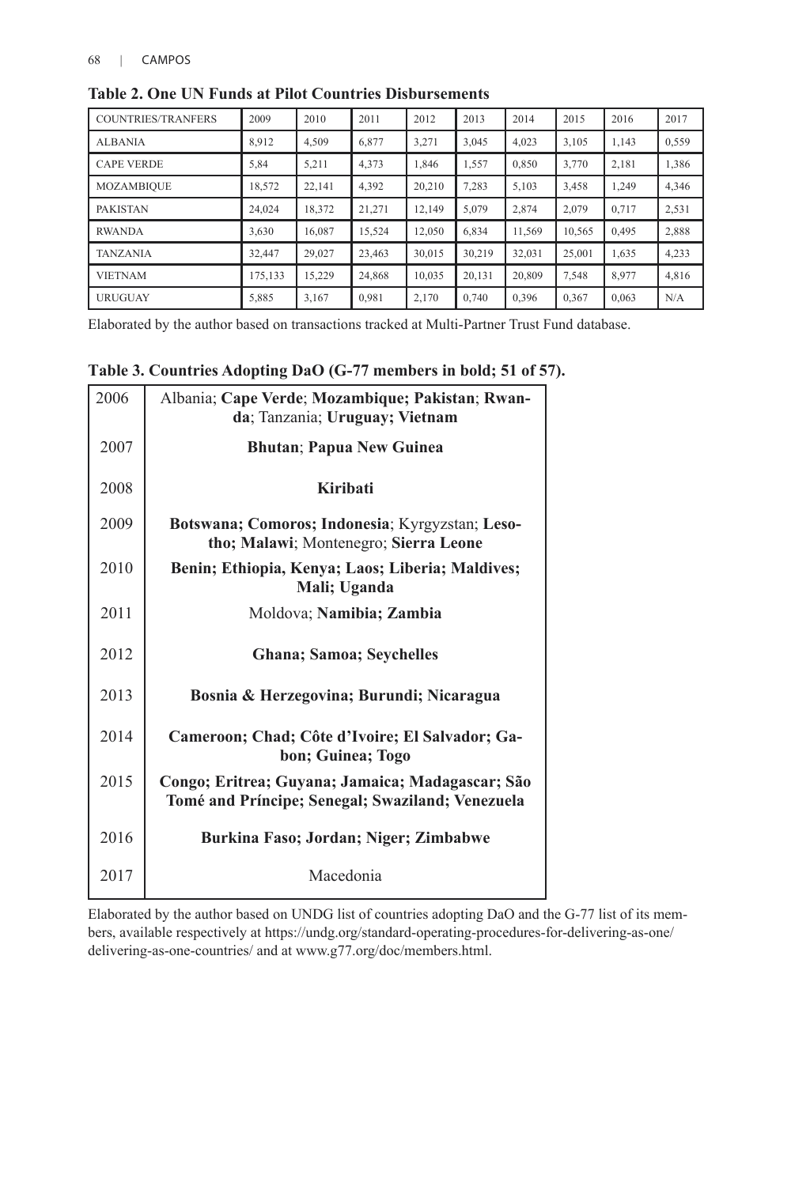**Table 2. One UN Funds at Pilot Countries Disbursements**

| COUNTRIES/TRANFERS | 2009 | 2010 | 2011 | 2012 | 2013 | 2014 | 2015 | 2016 | 2017 |
|---|---|---|---|---|---|---|---|---|---|
| ALBANIA | 8,912 | 4,509 | 6,877 | 3,271 | 3,045 | 4,023 | 3,105 | 1,143 | 0,559 |
| CAPE VERDE | 5,84 | 5,211 | 4,373 | 1,846 | 1,557 | 0,850 | 3,770 | 2,181 | 1,386 |
| MOZAMBIQUE | 18,572 | 22,141 | 4,392 | 20,210 | 7,283 | 5,103 | 3,458 | 1,249 | 4,346 |
| PAKISTAN | 24,024 | 18,372 | 21,271 | 12,149 | 5,079 | 2,874 | 2,079 | 0,717 | 2,531 |
| RWANDA | 3,630 | 16,087 | 15,524 | 12,050 | 6,834 | 11,569 | 10,565 | 0,495 | 2,888 |
| TANZANIA | 32,447 | 29,027 | 23,463 | 30,015 | 30,219 | 32,031 | 25,001 | 1,635 | 4,233 |
| VIETNAM | 175,133 | 15,229 | 24,868 | 10,035 | 20,131 | 20,809 | 7,548 | 8,977 | 4,816 |
| URUGUAY | 5,885 | 3,167 | 0,981 | 2,170 | 0,740 | 0,396 | 0,367 | 0,063 | N/A |

Elaborated by the author based on transactions tracked at Multi-Partner Trust Fund database.

**Table 3. Countries Adopting DaO (G-77 members in bold; 51 of 57).**

| | |
|---|---|
| 2006 | Albania; **Cape Verde**; **Mozambique; Pakistan**; **Rwanda**; Tanzania; **Uruguay; Vietnam** |
| 2007 | **Bhutan**; **Papua New Guinea** |
| 2008 | **Kiribati** |
| 2009 | **Botswana; Comoros; Indonesia**; Kyrgyzstan; **Lesotho; Malawi**; Montenegro; **Sierra Leone** |
| 2010 | **Benin; Ethiopia, Kenya; Laos; Liberia; Maldives; Mali; Uganda** |
| 2011 | Moldova; **Namibia; Zambia** |
| 2012 | **Ghana; Samoa; Seychelles** |
| 2013 | **Bosnia & Herzegovina; Burundi; Nicaragua** |
| 2014 | **Cameroon; Chad; Côte d'Ivoire; El Salvador; Gabon; Guinea; Togo** |
| 2015 | **Congo; Eritrea; Guyana; Jamaica; Madagascar; São Tomé and Príncipe; Senegal; Swaziland; Venezuela** |
| 2016 | **Burkina Faso; Jordan; Niger; Zimbabwe** |
| 2017 | Macedonia |

Elaborated by the author based on UNDG list of countries adopting DaO and the G-77 list of its members, available respectively at https://undg.org/standard-operating-procedures-for-delivering-as-one/delivering-as-one-countries/ and at www.g77.org/doc/members.html.